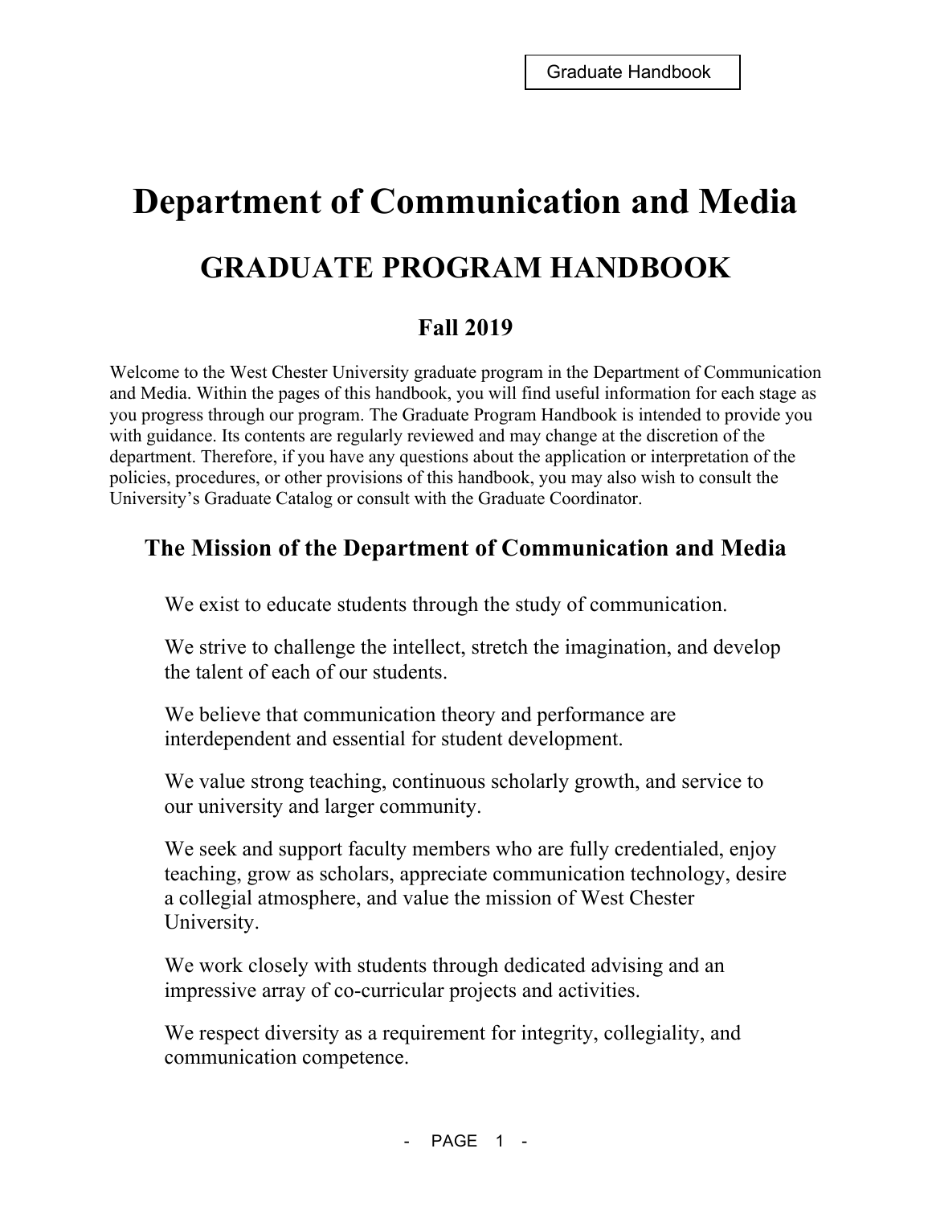Graduate Handbook

# Department of Communication and Media

## GRADUATE PROGRAM HANDBOOK

### Fall 2019

Welcome to the West Chester University graduate program in the Department of Communication and Media. Within the pages of this handbook, you will find useful information for each stage as you progress through our program. The Graduate Program Handbook is intended to provide you with guidance. Its contents are regularly reviewed and may change at the discretion of the department. Therefore, if you have any questions about the application or interpretation of the policies, procedures, or other provisions of this handbook, you may also wish to consult the University's Graduate Catalog or consult with the Graduate Coordinator.

## The Mission of the Department of Communication and Media

We exist to educate students through the study of communication.

We strive to challenge the intellect, stretch the imagination, and develop the talent of each of our students.

We believe that communication theory and performance are interdependent and essential for student development.

We value strong teaching, continuous scholarly growth, and service to our university and larger community.

We seek and support faculty members who are fully credentialed, enjoy teaching, grow as scholars, appreciate communication technology, desire a collegial atmosphere, and value the mission of West Chester University.

We work closely with students through dedicated advising and an impressive array of co-curricular projects and activities.

We respect diversity as a requirement for integrity, collegiality, and communication competence.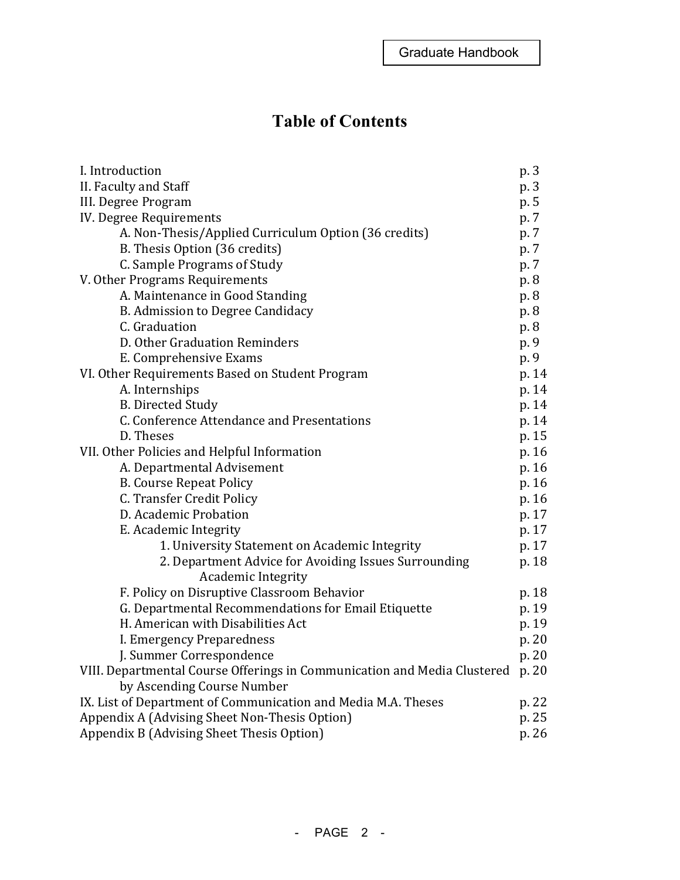# Table of Contents

| | |
|---|---|
| I. Introduction | p. 3 |
| II. Faculty and Staff | p. 3 |
| III. Degree Program | p. 5 |
| IV. Degree Requirements | p. 7 |
| A. Non-Thesis/Applied Curriculum Option (36 credits) | p. 7 |
| B. Thesis Option (36 credits) | p. 7 |
| C. Sample Programs of Study | p. 7 |
| V. Other Programs Requirements | p. 8 |
| A. Maintenance in Good Standing | p. 8 |
| B. Admission to Degree Candidacy | p. 8 |
| C. Graduation | p. 8 |
| D. Other Graduation Reminders | p. 9 |
| E. Comprehensive Exams | p. 9 |
| VI. Other Requirements Based on Student Program | p. 14 |
| A. Internships | p. 14 |
| B. Directed Study | p. 14 |
| C. Conference Attendance and Presentations | p. 14 |
| D. Theses | p. 15 |
| VII. Other Policies and Helpful Information | p. 16 |
| A. Departmental Advisement | p. 16 |
| B. Course Repeat Policy | p. 16 |
| C. Transfer Credit Policy | p. 16 |
| D. Academic Probation | p. 17 |
| E. Academic Integrity | p. 17 |
| 1. University Statement on Academic Integrity | p. 17 |
| 2. Department Advice for Avoiding Issues Surrounding Academic Integrity | p. 18 |
| F. Policy on Disruptive Classroom Behavior | p. 18 |
| G. Departmental Recommendations for Email Etiquette | p. 19 |
| H. American with Disabilities Act | p. 19 |
| I. Emergency Preparedness | p. 20 |
| J. Summer Correspondence | p. 20 |
| VIII. Departmental Course Offerings in Communication and Media Clustered by Ascending Course Number | p. 20 |
| IX. List of Department of Communication and Media M.A. Theses | p. 22 |
| Appendix A (Advising Sheet Non-Thesis Option) | p. 25 |
| Appendix B (Advising Sheet Thesis Option) | p. 26 |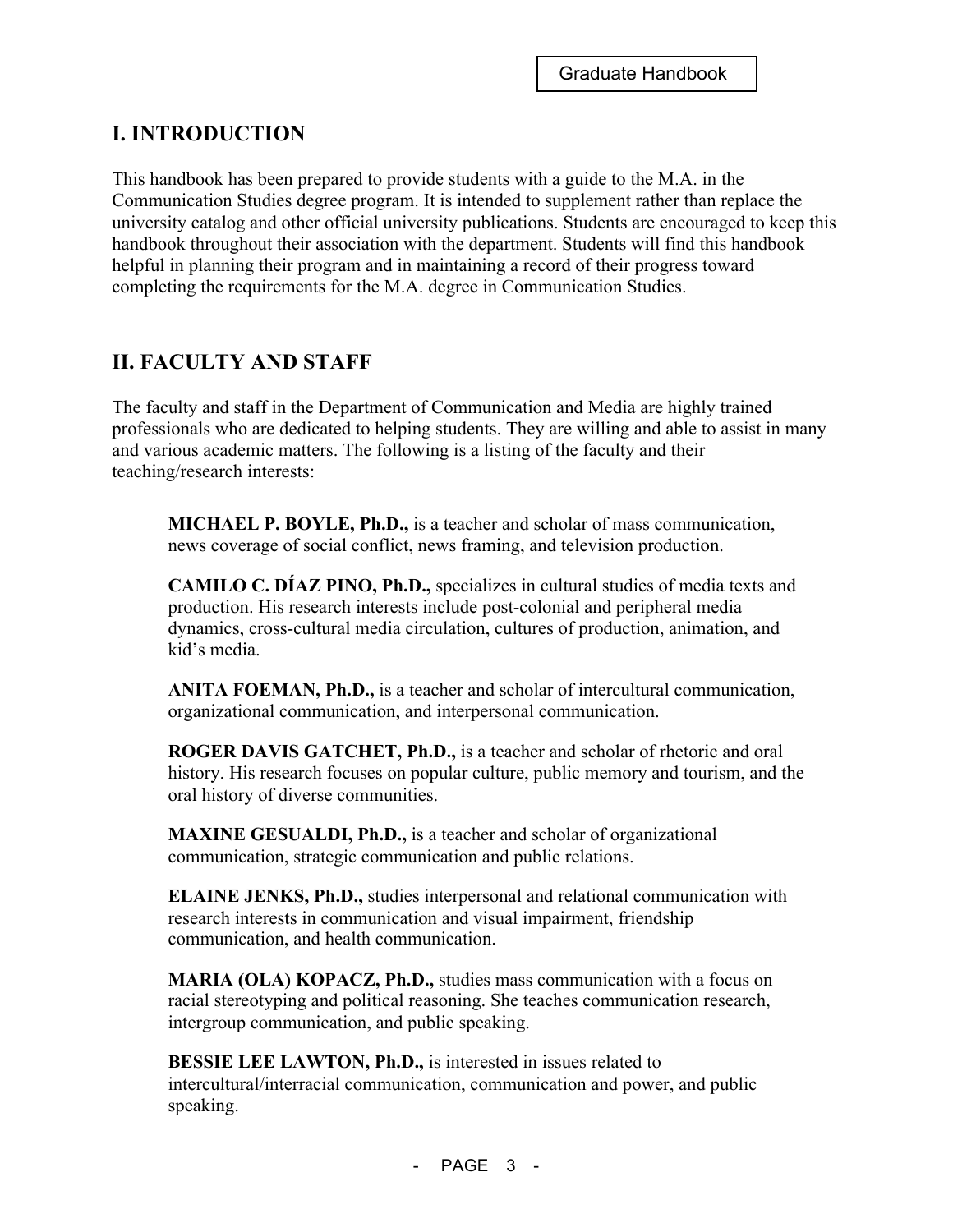## I. INTRODUCTION

This handbook has been prepared to provide students with a guide to the M.A. in the Communication Studies degree program. It is intended to supplement rather than replace the university catalog and other official university publications. Students are encouraged to keep this handbook throughout their association with the department. Students will find this handbook helpful in planning their program and in maintaining a record of their progress toward completing the requirements for the M.A. degree in Communication Studies.

## II. FACULTY AND STAFF

The faculty and staff in the Department of Communication and Media are highly trained professionals who are dedicated to helping students. They are willing and able to assist in many and various academic matters. The following is a listing of the faculty and their teaching/research interests:

**MICHAEL P. BOYLE, Ph.D.,** is a teacher and scholar of mass communication, news coverage of social conflict, news framing, and television production.

**CAMILO C. DÍAZ PINO, Ph.D.,** specializes in cultural studies of media texts and production. His research interests include post-colonial and peripheral media dynamics, cross-cultural media circulation, cultures of production, animation, and kid's media.

**ANITA FOEMAN, Ph.D.,** is a teacher and scholar of intercultural communication, organizational communication, and interpersonal communication.

**ROGER DAVIS GATCHET, Ph.D.,** is a teacher and scholar of rhetoric and oral history. His research focuses on popular culture, public memory and tourism, and the oral history of diverse communities.

**MAXINE GESUALDI, Ph.D.,** is a teacher and scholar of organizational communication, strategic communication and public relations.

**ELAINE JENKS, Ph.D.,** studies interpersonal and relational communication with research interests in communication and visual impairment, friendship communication, and health communication.

**MARIA (OLA) KOPACZ, Ph.D.,** studies mass communication with a focus on racial stereotyping and political reasoning. She teaches communication research, intergroup communication, and public speaking.

**BESSIE LEE LAWTON, Ph.D.,** is interested in issues related to intercultural/interracial communication, communication and power, and public speaking.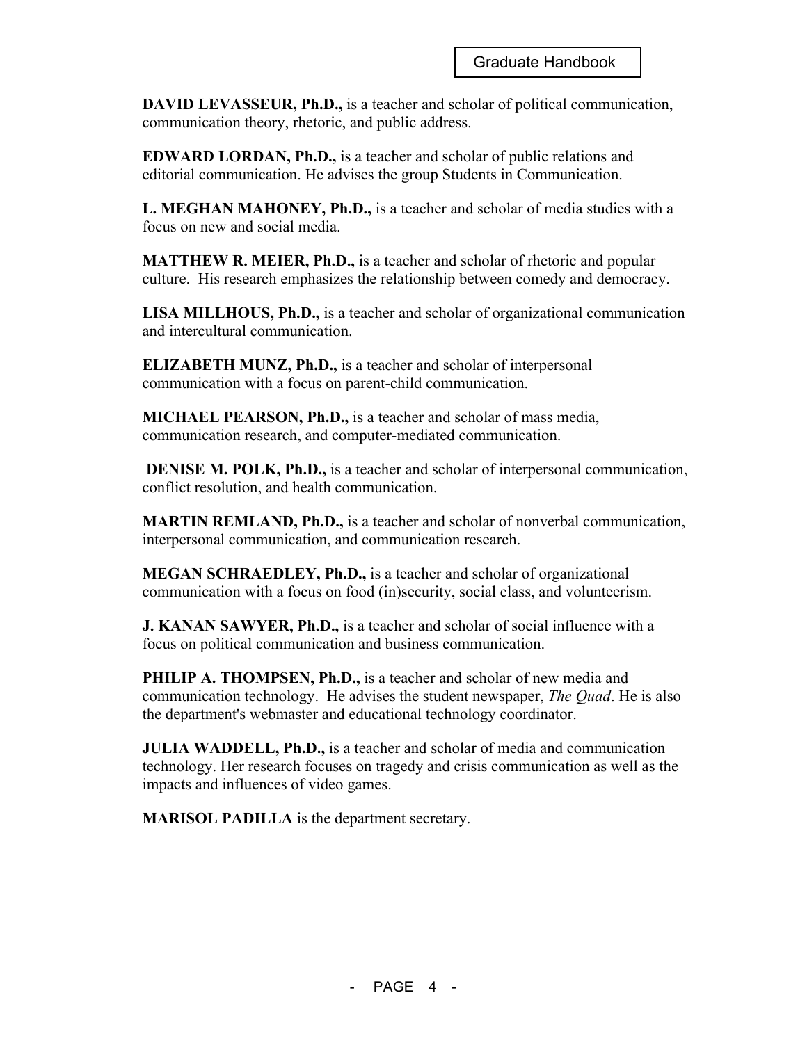**DAVID LEVASSEUR, Ph.D.,** is a teacher and scholar of political communication, communication theory, rhetoric, and public address.

**EDWARD LORDAN, Ph.D.,** is a teacher and scholar of public relations and editorial communication. He advises the group Students in Communication.

**L. MEGHAN MAHONEY, Ph.D.,** is a teacher and scholar of media studies with a focus on new and social media.

**MATTHEW R. MEIER, Ph.D.,** is a teacher and scholar of rhetoric and popular culture. His research emphasizes the relationship between comedy and democracy.

**LISA MILLHOUS, Ph.D.,** is a teacher and scholar of organizational communication and intercultural communication.

**ELIZABETH MUNZ, Ph.D.,** is a teacher and scholar of interpersonal communication with a focus on parent-child communication.

**MICHAEL PEARSON, Ph.D.,** is a teacher and scholar of mass media, communication research, and computer-mediated communication.

**DENISE M. POLK, Ph.D.,** is a teacher and scholar of interpersonal communication, conflict resolution, and health communication.

**MARTIN REMLAND, Ph.D.,** is a teacher and scholar of nonverbal communication, interpersonal communication, and communication research.

**MEGAN SCHRAEDLEY, Ph.D.,** is a teacher and scholar of organizational communication with a focus on food (in)security, social class, and volunteerism.

**J. KANAN SAWYER, Ph.D.,** is a teacher and scholar of social influence with a focus on political communication and business communication.

**PHILIP A. THOMPSEN, Ph.D.,** is a teacher and scholar of new media and communication technology. He advises the student newspaper, *The Quad*. He is also the department's webmaster and educational technology coordinator.

**JULIA WADDELL, Ph.D.,** is a teacher and scholar of media and communication technology. Her research focuses on tragedy and crisis communication as well as the impacts and influences of video games.

**MARISOL PADILLA** is the department secretary.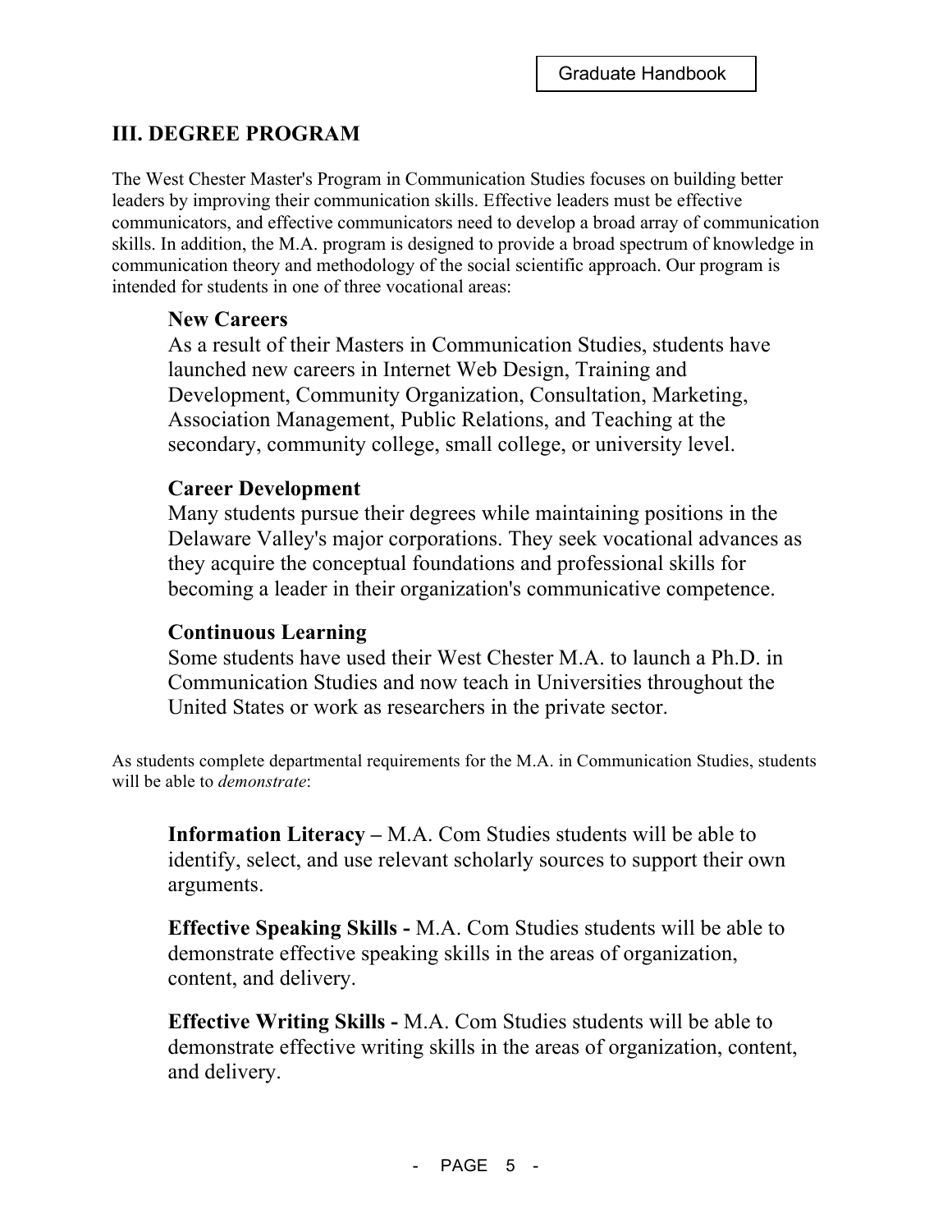## III. DEGREE PROGRAM

The West Chester Master's Program in Communication Studies focuses on building better leaders by improving their communication skills. Effective leaders must be effective communicators, and effective communicators need to develop a broad array of communication skills. In addition, the M.A. program is designed to provide a broad spectrum of knowledge in communication theory and methodology of the social scientific approach. Our program is intended for students in one of three vocational areas:

**New Careers**
As a result of their Masters in Communication Studies, students have launched new careers in Internet Web Design, Training and Development, Community Organization, Consultation, Marketing, Association Management, Public Relations, and Teaching at the secondary, community college, small college, or university level.

**Career Development**
Many students pursue their degrees while maintaining positions in the Delaware Valley's major corporations. They seek vocational advances as they acquire the conceptual foundations and professional skills for becoming a leader in their organization's communicative competence.

**Continuous Learning**
Some students have used their West Chester M.A. to launch a Ph.D. in Communication Studies and now teach in Universities throughout the United States or work as researchers in the private sector.

As students complete departmental requirements for the M.A. in Communication Studies, students will be able to *demonstrate*:

**Information Literacy –** M.A. Com Studies students will be able to identify, select, and use relevant scholarly sources to support their own arguments.

**Effective Speaking Skills -** M.A. Com Studies students will be able to demonstrate effective speaking skills in the areas of organization, content, and delivery.

**Effective Writing Skills -** M.A. Com Studies students will be able to demonstrate effective writing skills in the areas of organization, content, and delivery.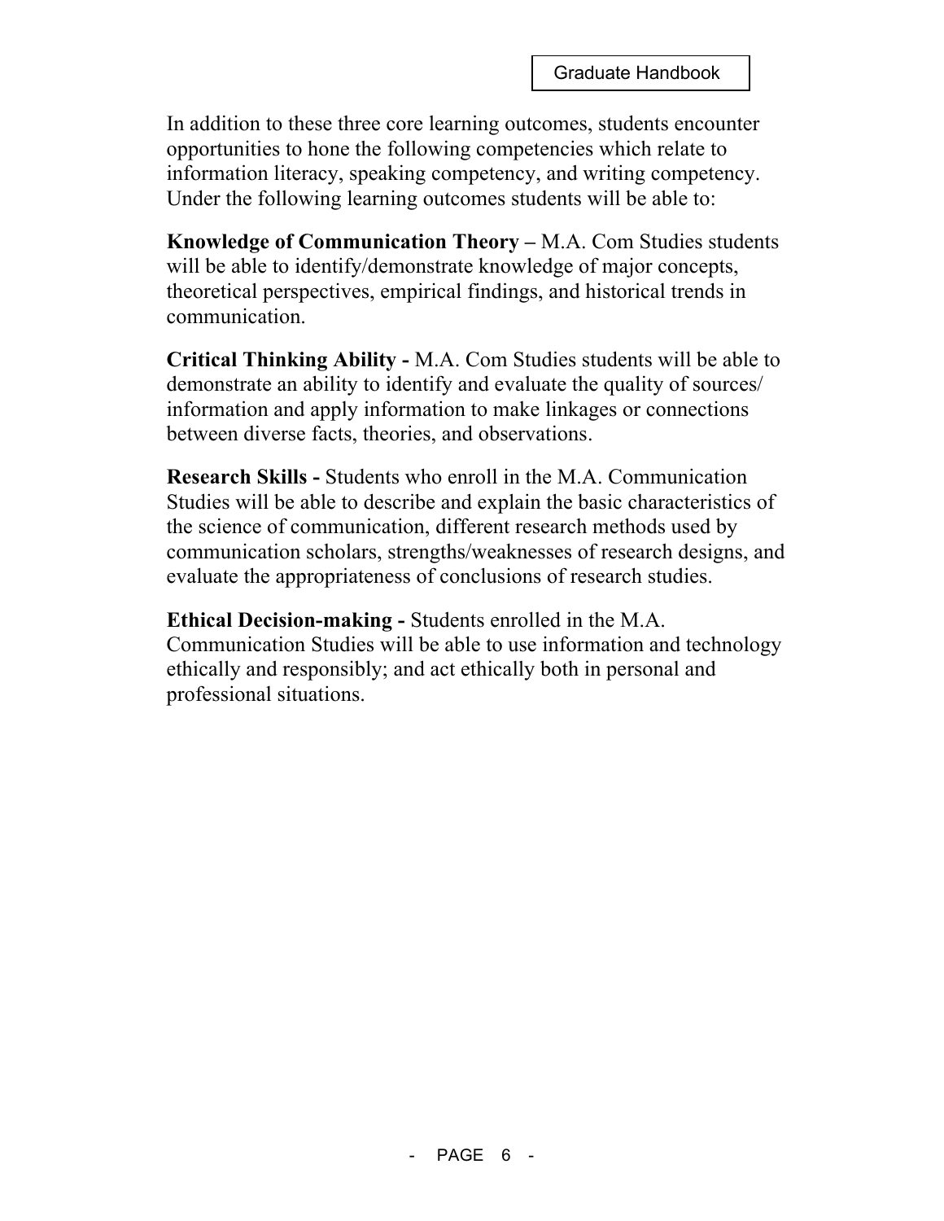In addition to these three core learning outcomes, students encounter opportunities to hone the following competencies which relate to information literacy, speaking competency, and writing competency. Under the following learning outcomes students will be able to:

**Knowledge of Communication Theory –** M.A. Com Studies students will be able to identify/demonstrate knowledge of major concepts, theoretical perspectives, empirical findings, and historical trends in communication.

**Critical Thinking Ability -** M.A. Com Studies students will be able to demonstrate an ability to identify and evaluate the quality of sources/ information and apply information to make linkages or connections between diverse facts, theories, and observations.

**Research Skills -** Students who enroll in the M.A. Communication Studies will be able to describe and explain the basic characteristics of the science of communication, different research methods used by communication scholars, strengths/weaknesses of research designs, and evaluate the appropriateness of conclusions of research studies.

**Ethical Decision-making -** Students enrolled in the M.A. Communication Studies will be able to use information and technology ethically and responsibly; and act ethically both in personal and professional situations.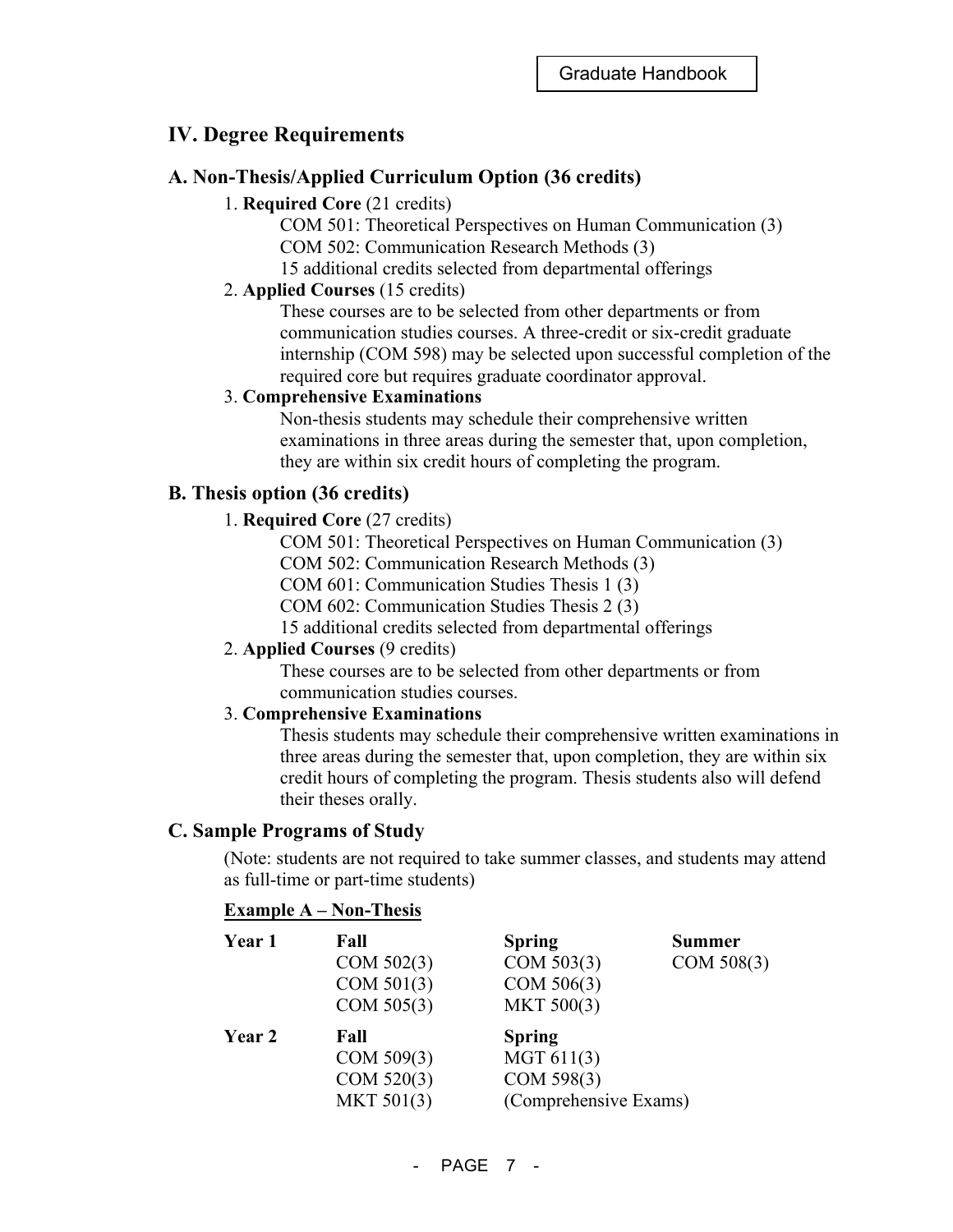## IV. Degree Requirements

### A. Non-Thesis/Applied Curriculum Option (36 credits)

1. **Required Core** (21 credits)
   - COM 501: Theoretical Perspectives on Human Communication (3)
   - COM 502: Communication Research Methods (3)
   - 15 additional credits selected from departmental offerings
2. **Applied Courses** (15 credits)

   These courses are to be selected from other departments or from communication studies courses. A three-credit or six-credit graduate internship (COM 598) may be selected upon successful completion of the required core but requires graduate coordinator approval.
3. **Comprehensive Examinations**

   Non-thesis students may schedule their comprehensive written examinations in three areas during the semester that, upon completion, they are within six credit hours of completing the program.

### B. Thesis option (36 credits)

1. **Required Core** (27 credits)
   - COM 501: Theoretical Perspectives on Human Communication (3)
   - COM 502: Communication Research Methods (3)
   - COM 601: Communication Studies Thesis 1 (3)
   - COM 602: Communication Studies Thesis 2 (3)
   - 15 additional credits selected from departmental offerings
2. **Applied Courses** (9 credits)

   These courses are to be selected from other departments or from communication studies courses.
3. **Comprehensive Examinations**

   Thesis students may schedule their comprehensive written examinations in three areas during the semester that, upon completion, they are within six credit hours of completing the program. Thesis students also will defend their theses orally.

### C. Sample Programs of Study

(Note: students are not required to take summer classes, and students may attend as full-time or part-time students)

**Example A – Non-Thesis**

| | Fall | Spring | Summer |
|---|---|---|---|
| **Year 1** | COM 502(3)<br>COM 501(3)<br>COM 505(3) | COM 503(3)<br>COM 506(3)<br>MKT 500(3) | COM 508(3) |
| **Year 2** | COM 509(3)<br>COM 520(3)<br>MKT 501(3) | MGT 611(3)<br>COM 598(3)<br>(Comprehensive Exams) | |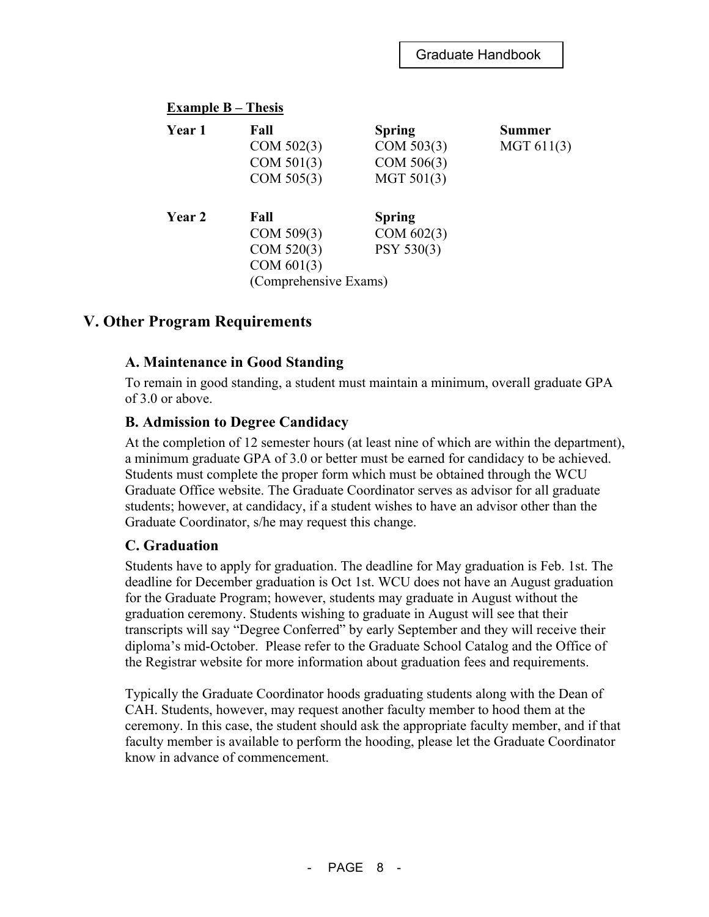**Example B – Thesis**

| | Fall | Spring | Summer |
|---|---|---|---|
| **Year 1** | COM 502(3) | COM 503(3) | MGT 611(3) |
| | COM 501(3) | COM 506(3) | |
| | COM 505(3) | MGT 501(3) | |
| **Year 2** | **Fall** | **Spring** | |
| | COM 509(3) | COM 602(3) | |
| | COM 520(3) | PSY 530(3) | |
| | COM 601(3) | | |
| | (Comprehensive Exams) | | |

## V. Other Program Requirements

### A. Maintenance in Good Standing

To remain in good standing, a student must maintain a minimum, overall graduate GPA of 3.0 or above.

### B. Admission to Degree Candidacy

At the completion of 12 semester hours (at least nine of which are within the department), a minimum graduate GPA of 3.0 or better must be earned for candidacy to be achieved. Students must complete the proper form which must be obtained through the WCU Graduate Office website. The Graduate Coordinator serves as advisor for all graduate students; however, at candidacy, if a student wishes to have an advisor other than the Graduate Coordinator, s/he may request this change.

### C. Graduation

Students have to apply for graduation. The deadline for May graduation is Feb. 1st. The deadline for December graduation is Oct 1st. WCU does not have an August graduation for the Graduate Program; however, students may graduate in August without the graduation ceremony. Students wishing to graduate in August will see that their transcripts will say "Degree Conferred" by early September and they will receive their diploma's mid-October. Please refer to the Graduate School Catalog and the Office of the Registrar website for more information about graduation fees and requirements.

Typically the Graduate Coordinator hoods graduating students along with the Dean of CAH. Students, however, may request another faculty member to hood them at the ceremony. In this case, the student should ask the appropriate faculty member, and if that faculty member is available to perform the hooding, please let the Graduate Coordinator know in advance of commencement.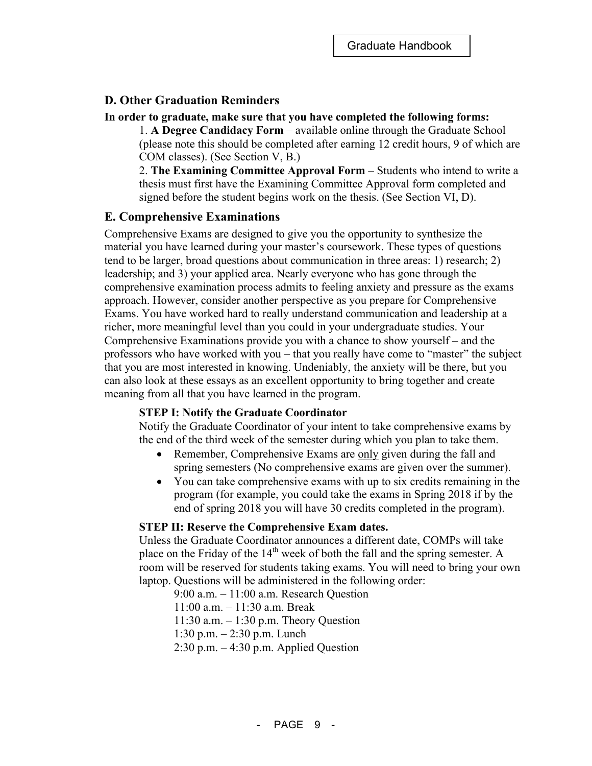## D. Other Graduation Reminders

**In order to graduate, make sure that you have completed the following forms:**

1. **A Degree Candidacy Form** – available online through the Graduate School (please note this should be completed after earning 12 credit hours, 9 of which are COM classes). (See Section V, B.)
2. **The Examining Committee Approval Form** – Students who intend to write a thesis must first have the Examining Committee Approval form completed and signed before the student begins work on the thesis. (See Section VI, D).

## E. Comprehensive Examinations

Comprehensive Exams are designed to give you the opportunity to synthesize the material you have learned during your master's coursework. These types of questions tend to be larger, broad questions about communication in three areas: 1) research; 2) leadership; and 3) your applied area. Nearly everyone who has gone through the comprehensive examination process admits to feeling anxiety and pressure as the exams approach. However, consider another perspective as you prepare for Comprehensive Exams. You have worked hard to really understand communication and leadership at a richer, more meaningful level than you could in your undergraduate studies. Your Comprehensive Examinations provide you with a chance to show yourself – and the professors who have worked with you – that you really have come to "master" the subject that you are most interested in knowing. Undeniably, the anxiety will be there, but you can also look at these essays as an excellent opportunity to bring together and create meaning from all that you have learned in the program.

**STEP I: Notify the Graduate Coordinator**

Notify the Graduate Coordinator of your intent to take comprehensive exams by the end of the third week of the semester during which you plan to take them.

- Remember, Comprehensive Exams are only given during the fall and spring semesters (No comprehensive exams are given over the summer).
- You can take comprehensive exams with up to six credits remaining in the program (for example, you could take the exams in Spring 2018 if by the end of spring 2018 you will have 30 credits completed in the program).

**STEP II: Reserve the Comprehensive Exam dates.**

Unless the Graduate Coordinator announces a different date, COMPs will take place on the Friday of the 14th week of both the fall and the spring semester. A room will be reserved for students taking exams. You will need to bring your own laptop. Questions will be administered in the following order:

9:00 a.m. – 11:00 a.m. Research Question
11:00 a.m. – 11:30 a.m. Break
11:30 a.m. – 1:30 p.m. Theory Question
1:30 p.m. – 2:30 p.m. Lunch
2:30 p.m. – 4:30 p.m. Applied Question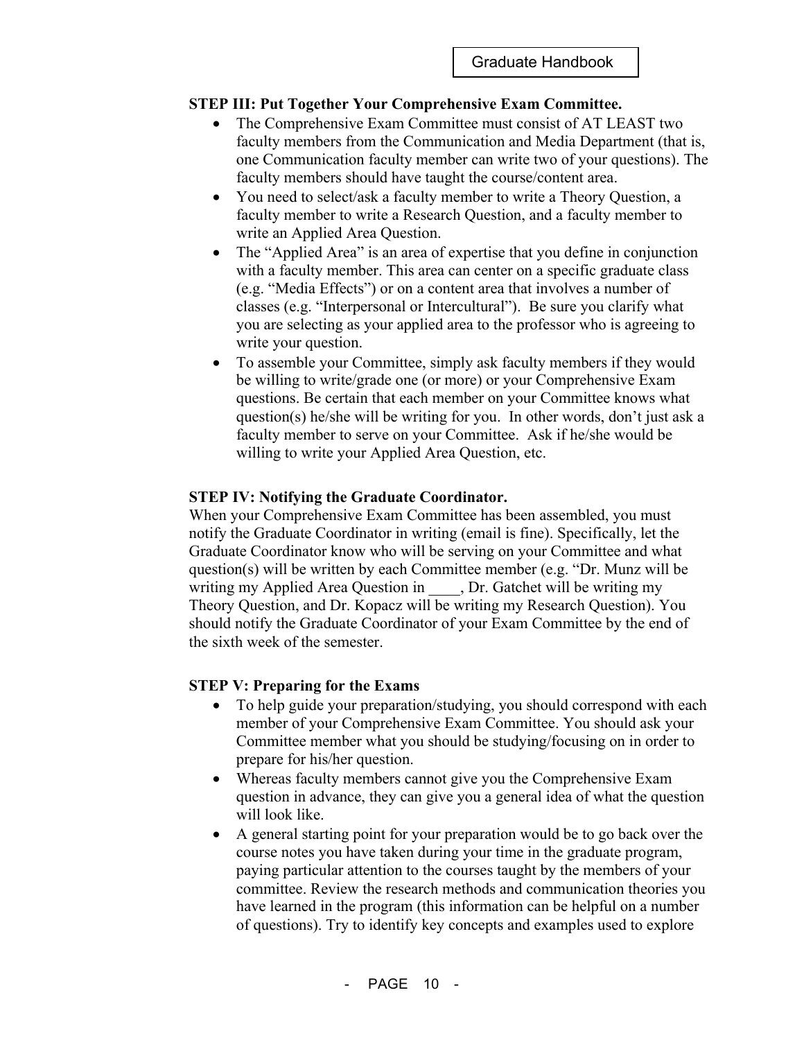**STEP III: Put Together Your Comprehensive Exam Committee.**

- The Comprehensive Exam Committee must consist of AT LEAST two faculty members from the Communication and Media Department (that is, one Communication faculty member can write two of your questions). The faculty members should have taught the course/content area.
- You need to select/ask a faculty member to write a Theory Question, a faculty member to write a Research Question, and a faculty member to write an Applied Area Question.
- The "Applied Area" is an area of expertise that you define in conjunction with a faculty member. This area can center on a specific graduate class (e.g. "Media Effects") or on a content area that involves a number of classes (e.g. "Interpersonal or Intercultural"). Be sure you clarify what you are selecting as your applied area to the professor who is agreeing to write your question.
- To assemble your Committee, simply ask faculty members if they would be willing to write/grade one (or more) or your Comprehensive Exam questions. Be certain that each member on your Committee knows what question(s) he/she will be writing for you. In other words, don't just ask a faculty member to serve on your Committee. Ask if he/she would be willing to write your Applied Area Question, etc.

**STEP IV: Notifying the Graduate Coordinator.**

When your Comprehensive Exam Committee has been assembled, you must notify the Graduate Coordinator in writing (email is fine). Specifically, let the Graduate Coordinator know who will be serving on your Committee and what question(s) will be written by each Committee member (e.g. "Dr. Munz will be writing my Applied Area Question in ____, Dr. Gatchet will be writing my Theory Question, and Dr. Kopacz will be writing my Research Question). You should notify the Graduate Coordinator of your Exam Committee by the end of the sixth week of the semester.

**STEP V: Preparing for the Exams**

- To help guide your preparation/studying, you should correspond with each member of your Comprehensive Exam Committee. You should ask your Committee member what you should be studying/focusing on in order to prepare for his/her question.
- Whereas faculty members cannot give you the Comprehensive Exam question in advance, they can give you a general idea of what the question will look like.
- A general starting point for your preparation would be to go back over the course notes you have taken during your time in the graduate program, paying particular attention to the courses taught by the members of your committee. Review the research methods and communication theories you have learned in the program (this information can be helpful on a number of questions). Try to identify key concepts and examples used to explore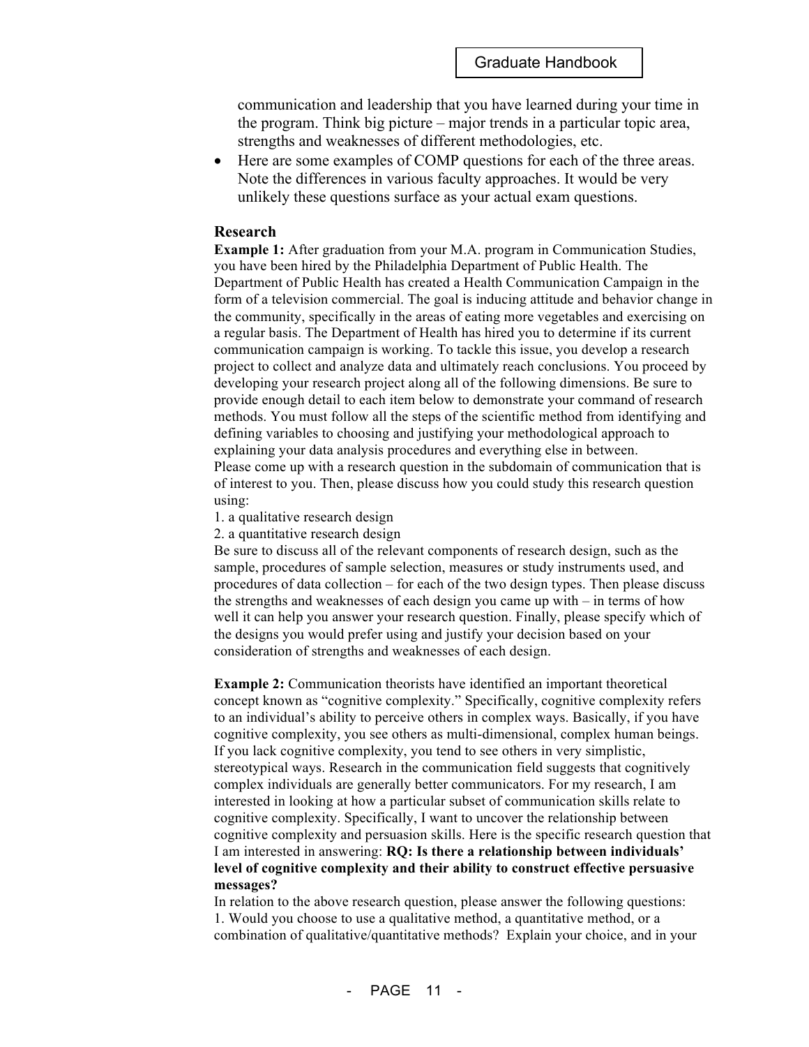communication and leadership that you have learned during your time in the program. Think big picture – major trends in a particular topic area, strengths and weaknesses of different methodologies, etc.

- Here are some examples of COMP questions for each of the three areas. Note the differences in various faculty approaches. It would be very unlikely these questions surface as your actual exam questions.

### Research

**Example 1:** After graduation from your M.A. program in Communication Studies, you have been hired by the Philadelphia Department of Public Health. The Department of Public Health has created a Health Communication Campaign in the form of a television commercial. The goal is inducing attitude and behavior change in the community, specifically in the areas of eating more vegetables and exercising on a regular basis. The Department of Health has hired you to determine if its current communication campaign is working. To tackle this issue, you develop a research project to collect and analyze data and ultimately reach conclusions. You proceed by developing your research project along all of the following dimensions. Be sure to provide enough detail to each item below to demonstrate your command of research methods. You must follow all the steps of the scientific method from identifying and defining variables to choosing and justifying your methodological approach to explaining your data analysis procedures and everything else in between.
Please come up with a research question in the subdomain of communication that is of interest to you. Then, please discuss how you could study this research question using:

1. a qualitative research design
2. a quantitative research design

Be sure to discuss all of the relevant components of research design, such as the sample, procedures of sample selection, measures or study instruments used, and procedures of data collection – for each of the two design types. Then please discuss the strengths and weaknesses of each design you came up with – in terms of how well it can help you answer your research question. Finally, please specify which of the designs you would prefer using and justify your decision based on your consideration of strengths and weaknesses of each design.

**Example 2:** Communication theorists have identified an important theoretical concept known as "cognitive complexity." Specifically, cognitive complexity refers to an individual's ability to perceive others in complex ways. Basically, if you have cognitive complexity, you see others as multi-dimensional, complex human beings. If you lack cognitive complexity, you tend to see others in very simplistic, stereotypical ways. Research in the communication field suggests that cognitively complex individuals are generally better communicators. For my research, I am interested in looking at how a particular subset of communication skills relate to cognitive complexity. Specifically, I want to uncover the relationship between cognitive complexity and persuasion skills. Here is the specific research question that I am interested in answering: **RQ: Is there a relationship between individuals' level of cognitive complexity and their ability to construct effective persuasive messages?**
In relation to the above research question, please answer the following questions:

1. Would you choose to use a qualitative method, a quantitative method, or a combination of qualitative/quantitative methods? Explain your choice, and in your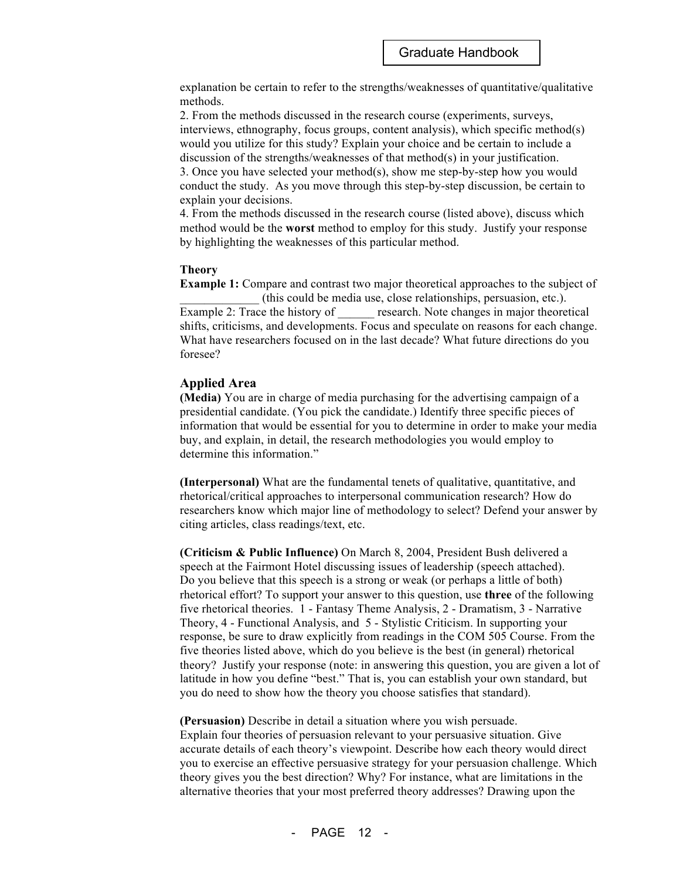explanation be certain to refer to the strengths/weaknesses of quantitative/qualitative methods.

2. From the methods discussed in the research course (experiments, surveys, interviews, ethnography, focus groups, content analysis), which specific method(s) would you utilize for this study? Explain your choice and be certain to include a discussion of the strengths/weaknesses of that method(s) in your justification.

3. Once you have selected your method(s), show me step-by-step how you would conduct the study. As you move through this step-by-step discussion, be certain to explain your decisions.

4. From the methods discussed in the research course (listed above), discuss which method would be the **worst** method to employ for this study. Justify your response by highlighting the weaknesses of this particular method.

**Theory**

**Example 1:** Compare and contrast two major theoretical approaches to the subject of _____________ (this could be media use, close relationships, persuasion, etc.).

Example 2: Trace the history of ______ research. Note changes in major theoretical shifts, criticisms, and developments. Focus and speculate on reasons for each change. What have researchers focused on in the last decade? What future directions do you foresee?

## Applied Area

**(Media)** You are in charge of media purchasing for the advertising campaign of a presidential candidate. (You pick the candidate.) Identify three specific pieces of information that would be essential for you to determine in order to make your media buy, and explain, in detail, the research methodologies you would employ to determine this information."

**(Interpersonal)** What are the fundamental tenets of qualitative, quantitative, and rhetorical/critical approaches to interpersonal communication research? How do researchers know which major line of methodology to select? Defend your answer by citing articles, class readings/text, etc.

**(Criticism & Public Influence)** On March 8, 2004, President Bush delivered a speech at the Fairmont Hotel discussing issues of leadership (speech attached). Do you believe that this speech is a strong or weak (or perhaps a little of both) rhetorical effort? To support your answer to this question, use **three** of the following five rhetorical theories. 1 - Fantasy Theme Analysis, 2 - Dramatism, 3 - Narrative Theory, 4 - Functional Analysis, and 5 - Stylistic Criticism. In supporting your response, be sure to draw explicitly from readings in the COM 505 Course. From the five theories listed above, which do you believe is the best (in general) rhetorical theory? Justify your response (note: in answering this question, you are given a lot of latitude in how you define "best." That is, you can establish your own standard, but you do need to show how the theory you choose satisfies that standard).

**(Persuasion)** Describe in detail a situation where you wish persuade. Explain four theories of persuasion relevant to your persuasive situation. Give accurate details of each theory's viewpoint. Describe how each theory would direct you to exercise an effective persuasive strategy for your persuasion challenge. Which theory gives you the best direction? Why? For instance, what are limitations in the alternative theories that your most preferred theory addresses? Drawing upon the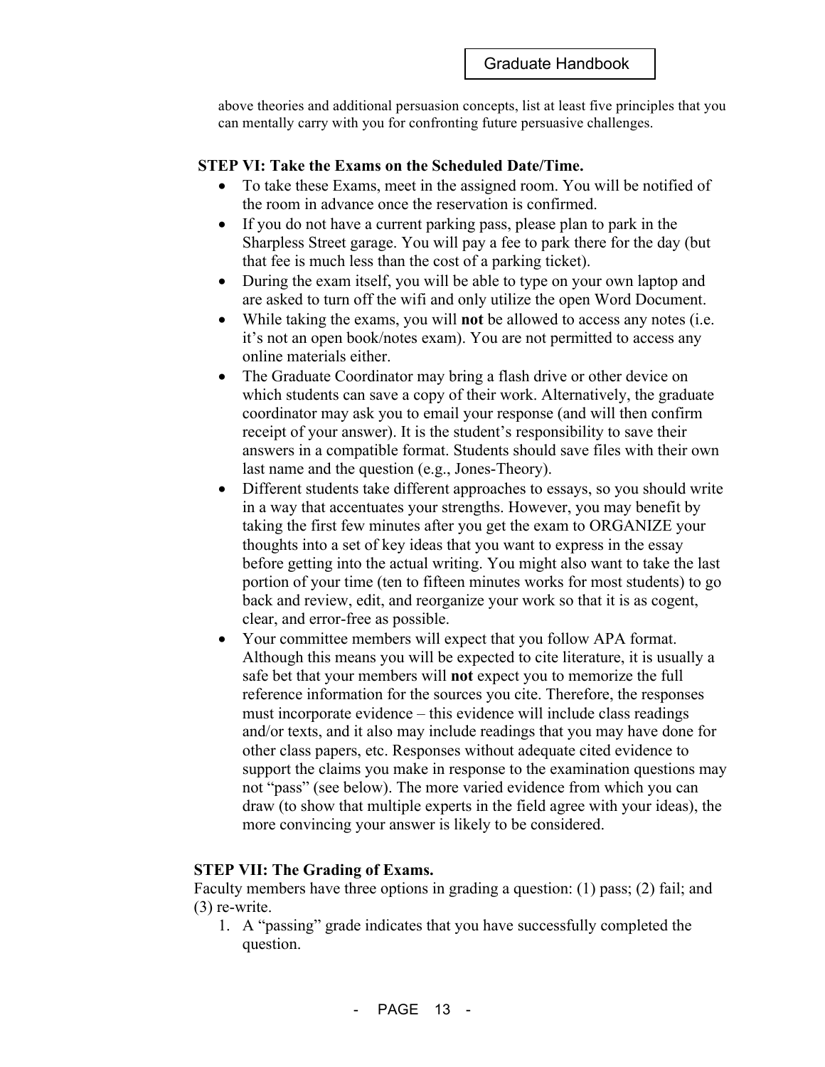above theories and additional persuasion concepts, list at least five principles that you can mentally carry with you for confronting future persuasive challenges.

**STEP VI: Take the Exams on the Scheduled Date/Time.**

- To take these Exams, meet in the assigned room. You will be notified of the room in advance once the reservation is confirmed.
- If you do not have a current parking pass, please plan to park in the Sharpless Street garage. You will pay a fee to park there for the day (but that fee is much less than the cost of a parking ticket).
- During the exam itself, you will be able to type on your own laptop and are asked to turn off the wifi and only utilize the open Word Document.
- While taking the exams, you will **not** be allowed to access any notes (i.e. it's not an open book/notes exam). You are not permitted to access any online materials either.
- The Graduate Coordinator may bring a flash drive or other device on which students can save a copy of their work. Alternatively, the graduate coordinator may ask you to email your response (and will then confirm receipt of your answer). It is the student's responsibility to save their answers in a compatible format. Students should save files with their own last name and the question (e.g., Jones-Theory).
- Different students take different approaches to essays, so you should write in a way that accentuates your strengths. However, you may benefit by taking the first few minutes after you get the exam to ORGANIZE your thoughts into a set of key ideas that you want to express in the essay before getting into the actual writing. You might also want to take the last portion of your time (ten to fifteen minutes works for most students) to go back and review, edit, and reorganize your work so that it is as cogent, clear, and error-free as possible.
- Your committee members will expect that you follow APA format. Although this means you will be expected to cite literature, it is usually a safe bet that your members will **not** expect you to memorize the full reference information for the sources you cite. Therefore, the responses must incorporate evidence – this evidence will include class readings and/or texts, and it also may include readings that you may have done for other class papers, etc. Responses without adequate cited evidence to support the claims you make in response to the examination questions may not "pass" (see below). The more varied evidence from which you can draw (to show that multiple experts in the field agree with your ideas), the more convincing your answer is likely to be considered.

**STEP VII: The Grading of Exams.**

Faculty members have three options in grading a question: (1) pass; (2) fail; and (3) re-write.

1. A "passing" grade indicates that you have successfully completed the question.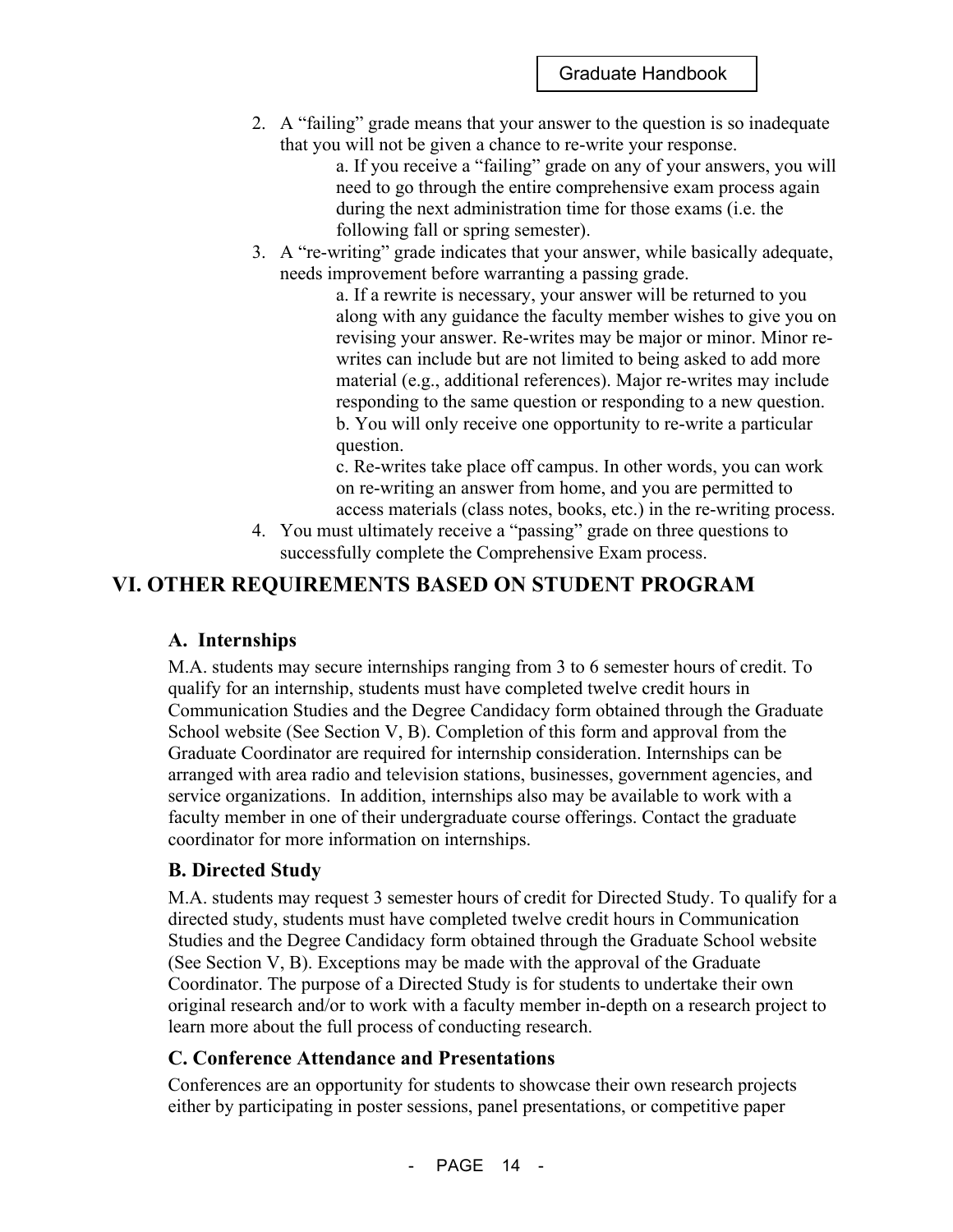2. A "failing" grade means that your answer to the question is so inadequate that you will not be given a chance to re-write your response.
   a. If you receive a "failing" grade on any of your answers, you will need to go through the entire comprehensive exam process again during the next administration time for those exams (i.e. the following fall or spring semester).
3. A "re-writing" grade indicates that your answer, while basically adequate, needs improvement before warranting a passing grade.
   a. If a rewrite is necessary, your answer will be returned to you along with any guidance the faculty member wishes to give you on revising your answer. Re-writes may be major or minor. Minor re-writes can include but are not limited to being asked to add more material (e.g., additional references). Major re-writes may include responding to the same question or responding to a new question.
   b. You will only receive one opportunity to re-write a particular question.
   c. Re-writes take place off campus. In other words, you can work on re-writing an answer from home, and you are permitted to access materials (class notes, books, etc.) in the re-writing process.
4. You must ultimately receive a "passing" grade on three questions to successfully complete the Comprehensive Exam process.

## VI. OTHER REQUIREMENTS BASED ON STUDENT PROGRAM

### A. Internships

M.A. students may secure internships ranging from 3 to 6 semester hours of credit. To qualify for an internship, students must have completed twelve credit hours in Communication Studies and the Degree Candidacy form obtained through the Graduate School website (See Section V, B). Completion of this form and approval from the Graduate Coordinator are required for internship consideration. Internships can be arranged with area radio and television stations, businesses, government agencies, and service organizations. In addition, internships also may be available to work with a faculty member in one of their undergraduate course offerings. Contact the graduate coordinator for more information on internships.

### B. Directed Study

M.A. students may request 3 semester hours of credit for Directed Study. To qualify for a directed study, students must have completed twelve credit hours in Communication Studies and the Degree Candidacy form obtained through the Graduate School website (See Section V, B). Exceptions may be made with the approval of the Graduate Coordinator. The purpose of a Directed Study is for students to undertake their own original research and/or to work with a faculty member in-depth on a research project to learn more about the full process of conducting research.

### C. Conference Attendance and Presentations

Conferences are an opportunity for students to showcase their own research projects either by participating in poster sessions, panel presentations, or competitive paper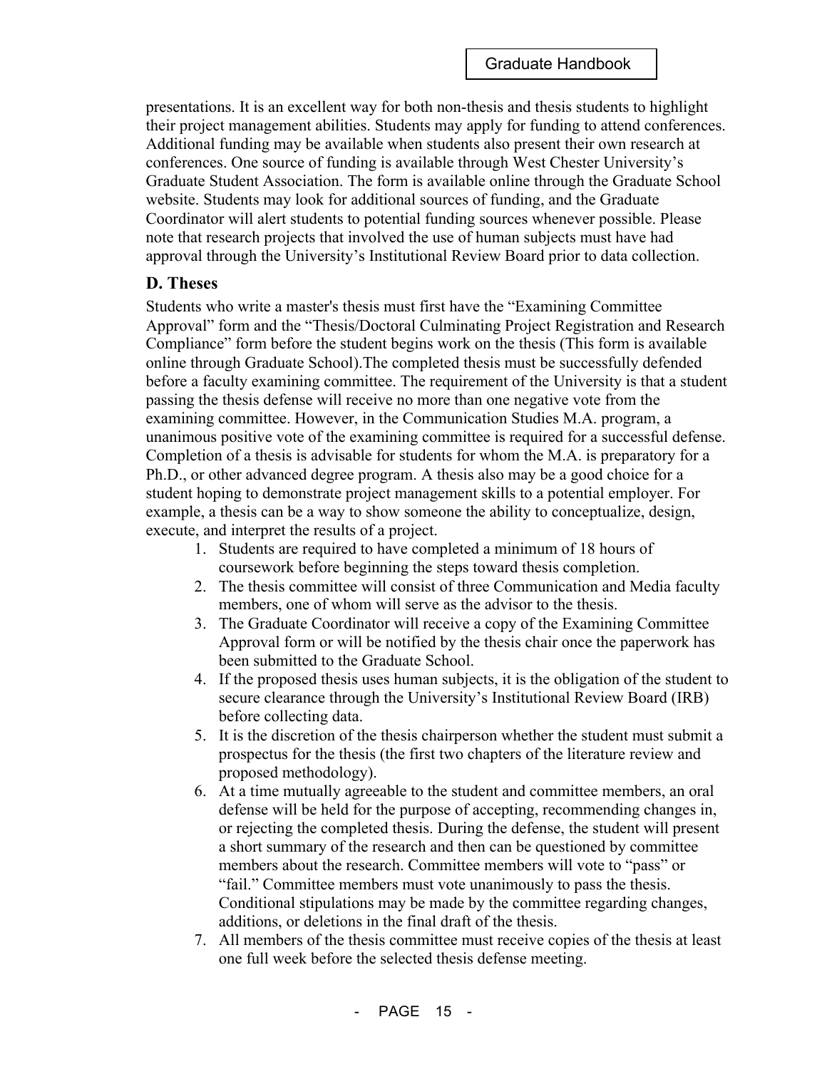presentations. It is an excellent way for both non-thesis and thesis students to highlight their project management abilities. Students may apply for funding to attend conferences. Additional funding may be available when students also present their own research at conferences. One source of funding is available through West Chester University's Graduate Student Association. The form is available online through the Graduate School website. Students may look for additional sources of funding, and the Graduate Coordinator will alert students to potential funding sources whenever possible. Please note that research projects that involved the use of human subjects must have had approval through the University's Institutional Review Board prior to data collection.

### D. Theses

Students who write a master's thesis must first have the "Examining Committee Approval" form and the "Thesis/Doctoral Culminating Project Registration and Research Compliance" form before the student begins work on the thesis (This form is available online through Graduate School).The completed thesis must be successfully defended before a faculty examining committee. The requirement of the University is that a student passing the thesis defense will receive no more than one negative vote from the examining committee. However, in the Communication Studies M.A. program, a unanimous positive vote of the examining committee is required for a successful defense. Completion of a thesis is advisable for students for whom the M.A. is preparatory for a Ph.D., or other advanced degree program. A thesis also may be a good choice for a student hoping to demonstrate project management skills to a potential employer. For example, a thesis can be a way to show someone the ability to conceptualize, design, execute, and interpret the results of a project.

1. Students are required to have completed a minimum of 18 hours of coursework before beginning the steps toward thesis completion.
2. The thesis committee will consist of three Communication and Media faculty members, one of whom will serve as the advisor to the thesis.
3. The Graduate Coordinator will receive a copy of the Examining Committee Approval form or will be notified by the thesis chair once the paperwork has been submitted to the Graduate School.
4. If the proposed thesis uses human subjects, it is the obligation of the student to secure clearance through the University's Institutional Review Board (IRB) before collecting data.
5. It is the discretion of the thesis chairperson whether the student must submit a prospectus for the thesis (the first two chapters of the literature review and proposed methodology).
6. At a time mutually agreeable to the student and committee members, an oral defense will be held for the purpose of accepting, recommending changes in, or rejecting the completed thesis. During the defense, the student will present a short summary of the research and then can be questioned by committee members about the research. Committee members will vote to "pass" or "fail." Committee members must vote unanimously to pass the thesis. Conditional stipulations may be made by the committee regarding changes, additions, or deletions in the final draft of the thesis.
7. All members of the thesis committee must receive copies of the thesis at least one full week before the selected thesis defense meeting.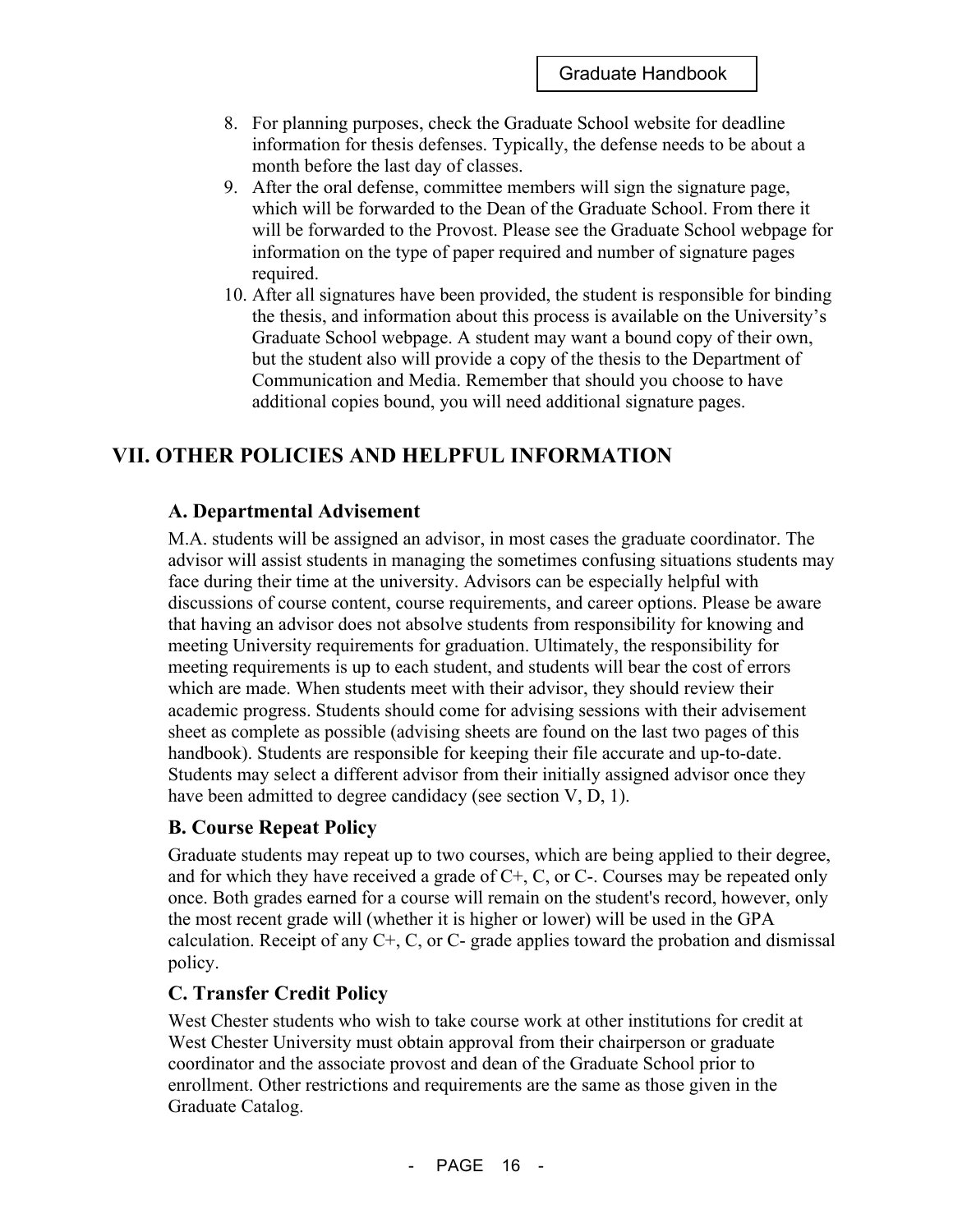8. For planning purposes, check the Graduate School website for deadline information for thesis defenses. Typically, the defense needs to be about a month before the last day of classes.
9. After the oral defense, committee members will sign the signature page, which will be forwarded to the Dean of the Graduate School. From there it will be forwarded to the Provost. Please see the Graduate School webpage for information on the type of paper required and number of signature pages required.
10. After all signatures have been provided, the student is responsible for binding the thesis, and information about this process is available on the University's Graduate School webpage. A student may want a bound copy of their own, but the student also will provide a copy of the thesis to the Department of Communication and Media. Remember that should you choose to have additional copies bound, you will need additional signature pages.

## VII. OTHER POLICIES AND HELPFUL INFORMATION

### A. Departmental Advisement

M.A. students will be assigned an advisor, in most cases the graduate coordinator. The advisor will assist students in managing the sometimes confusing situations students may face during their time at the university. Advisors can be especially helpful with discussions of course content, course requirements, and career options. Please be aware that having an advisor does not absolve students from responsibility for knowing and meeting University requirements for graduation. Ultimately, the responsibility for meeting requirements is up to each student, and students will bear the cost of errors which are made. When students meet with their advisor, they should review their academic progress. Students should come for advising sessions with their advisement sheet as complete as possible (advising sheets are found on the last two pages of this handbook). Students are responsible for keeping their file accurate and up-to-date. Students may select a different advisor from their initially assigned advisor once they have been admitted to degree candidacy (see section V, D, 1).

### B. Course Repeat Policy

Graduate students may repeat up to two courses, which are being applied to their degree, and for which they have received a grade of C+, C, or C-. Courses may be repeated only once. Both grades earned for a course will remain on the student's record, however, only the most recent grade will (whether it is higher or lower) will be used in the GPA calculation. Receipt of any C+, C, or C- grade applies toward the probation and dismissal policy.

### C. Transfer Credit Policy

West Chester students who wish to take course work at other institutions for credit at West Chester University must obtain approval from their chairperson or graduate coordinator and the associate provost and dean of the Graduate School prior to enrollment. Other restrictions and requirements are the same as those given in the Graduate Catalog.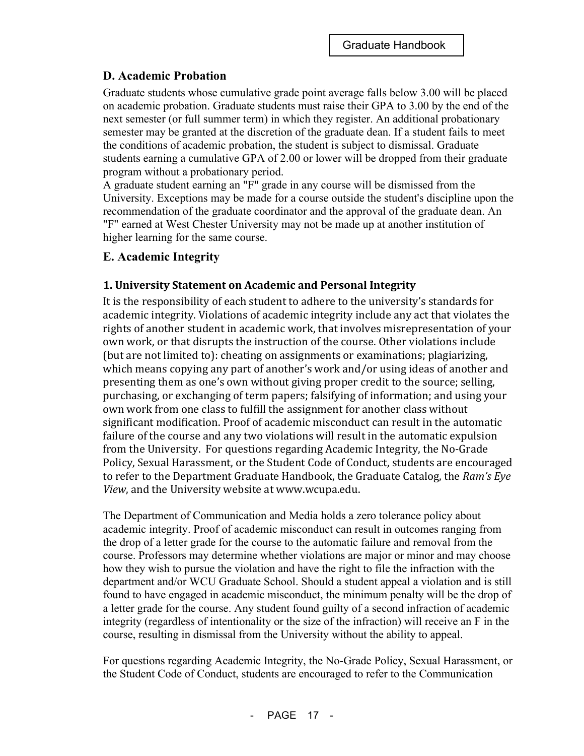## D. Academic Probation

Graduate students whose cumulative grade point average falls below 3.00 will be placed on academic probation. Graduate students must raise their GPA to 3.00 by the end of the next semester (or full summer term) in which they register. An additional probationary semester may be granted at the discretion of the graduate dean. If a student fails to meet the conditions of academic probation, the student is subject to dismissal. Graduate students earning a cumulative GPA of 2.00 or lower will be dropped from their graduate program without a probationary period.

A graduate student earning an "F" grade in any course will be dismissed from the University. Exceptions may be made for a course outside the student's discipline upon the recommendation of the graduate coordinator and the approval of the graduate dean. An "F" earned at West Chester University may not be made up at another institution of higher learning for the same course.

## E. Academic Integrity

### 1. University Statement on Academic and Personal Integrity

It is the responsibility of each student to adhere to the university's standards for academic integrity. Violations of academic integrity include any act that violates the rights of another student in academic work, that involves misrepresentation of your own work, or that disrupts the instruction of the course. Other violations include (but are not limited to): cheating on assignments or examinations; plagiarizing, which means copying any part of another's work and/or using ideas of another and presenting them as one's own without giving proper credit to the source; selling, purchasing, or exchanging of term papers; falsifying of information; and using your own work from one class to fulfill the assignment for another class without significant modification. Proof of academic misconduct can result in the automatic failure of the course and any two violations will result in the automatic expulsion from the University. For questions regarding Academic Integrity, the No-Grade Policy, Sexual Harassment, or the Student Code of Conduct, students are encouraged to refer to the Department Graduate Handbook, the Graduate Catalog, the *Ram's Eye View*, and the University website at www.wcupa.edu.

The Department of Communication and Media holds a zero tolerance policy about academic integrity. Proof of academic misconduct can result in outcomes ranging from the drop of a letter grade for the course to the automatic failure and removal from the course. Professors may determine whether violations are major or minor and may choose how they wish to pursue the violation and have the right to file the infraction with the department and/or WCU Graduate School. Should a student appeal a violation and is still found to have engaged in academic misconduct, the minimum penalty will be the drop of a letter grade for the course. Any student found guilty of a second infraction of academic integrity (regardless of intentionality or the size of the infraction) will receive an F in the course, resulting in dismissal from the University without the ability to appeal.

For questions regarding Academic Integrity, the No-Grade Policy, Sexual Harassment, or the Student Code of Conduct, students are encouraged to refer to the Communication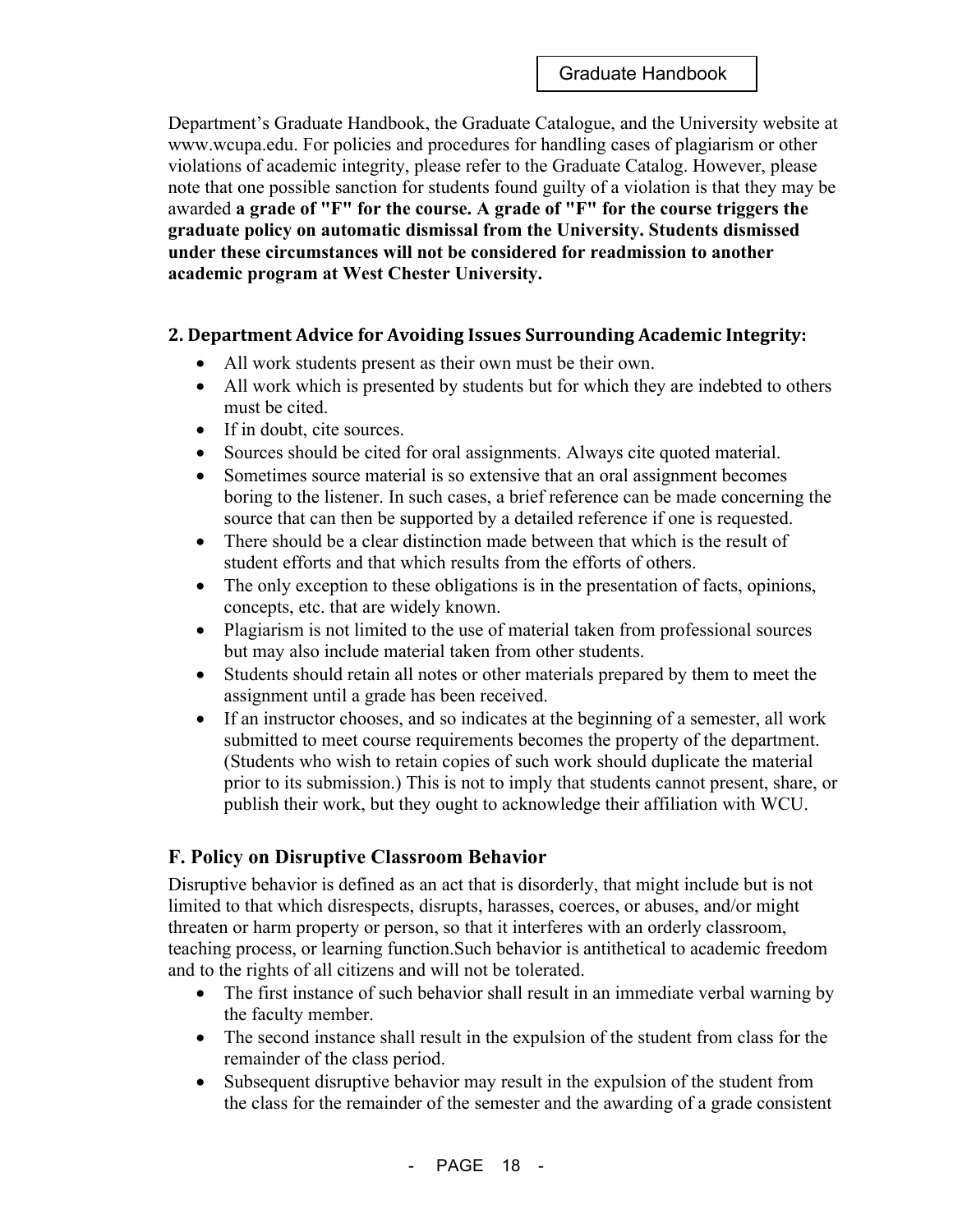Department's Graduate Handbook, the Graduate Catalogue, and the University website at www.wcupa.edu. For policies and procedures for handling cases of plagiarism or other violations of academic integrity, please refer to the Graduate Catalog. However, please note that one possible sanction for students found guilty of a violation is that they may be awarded **a grade of "F" for the course. A grade of "F" for the course triggers the graduate policy on automatic dismissal from the University. Students dismissed under these circumstances will not be considered for readmission to another academic program at West Chester University.**

### 2. Department Advice for Avoiding Issues Surrounding Academic Integrity:

- All work students present as their own must be their own.
- All work which is presented by students but for which they are indebted to others must be cited.
- If in doubt, cite sources.
- Sources should be cited for oral assignments. Always cite quoted material.
- Sometimes source material is so extensive that an oral assignment becomes boring to the listener. In such cases, a brief reference can be made concerning the source that can then be supported by a detailed reference if one is requested.
- There should be a clear distinction made between that which is the result of student efforts and that which results from the efforts of others.
- The only exception to these obligations is in the presentation of facts, opinions, concepts, etc. that are widely known.
- Plagiarism is not limited to the use of material taken from professional sources but may also include material taken from other students.
- Students should retain all notes or other materials prepared by them to meet the assignment until a grade has been received.
- If an instructor chooses, and so indicates at the beginning of a semester, all work submitted to meet course requirements becomes the property of the department. (Students who wish to retain copies of such work should duplicate the material prior to its submission.) This is not to imply that students cannot present, share, or publish their work, but they ought to acknowledge their affiliation with WCU.

## F. Policy on Disruptive Classroom Behavior

Disruptive behavior is defined as an act that is disorderly, that might include but is not limited to that which disrespects, disrupts, harasses, coerces, or abuses, and/or might threaten or harm property or person, so that it interferes with an orderly classroom, teaching process, or learning function.Such behavior is antithetical to academic freedom and to the rights of all citizens and will not be tolerated.

- The first instance of such behavior shall result in an immediate verbal warning by the faculty member.
- The second instance shall result in the expulsion of the student from class for the remainder of the class period.
- Subsequent disruptive behavior may result in the expulsion of the student from the class for the remainder of the semester and the awarding of a grade consistent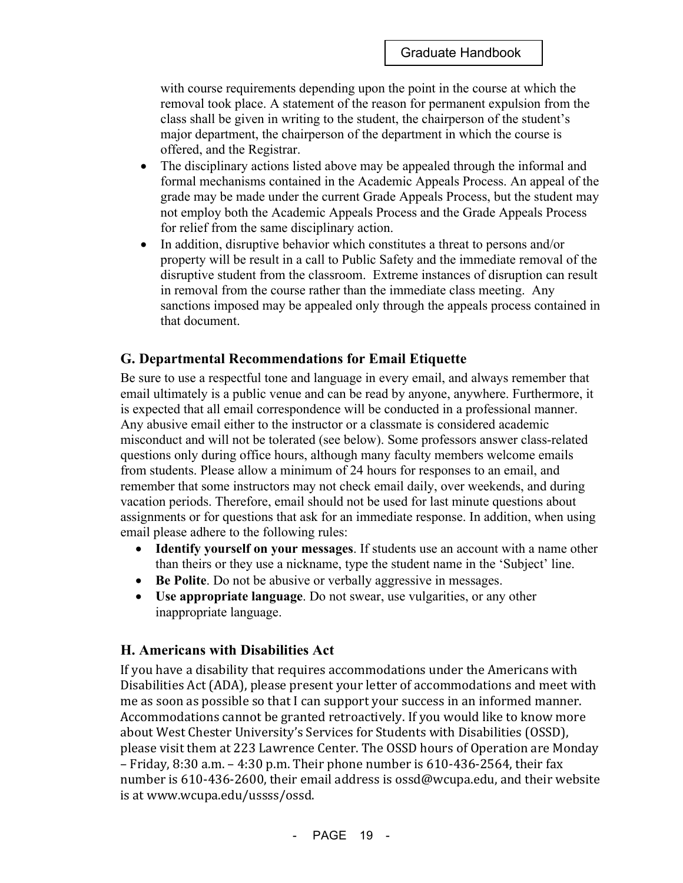with course requirements depending upon the point in the course at which the removal took place. A statement of the reason for permanent expulsion from the class shall be given in writing to the student, the chairperson of the student's major department, the chairperson of the department in which the course is offered, and the Registrar.

- The disciplinary actions listed above may be appealed through the informal and formal mechanisms contained in the Academic Appeals Process. An appeal of the grade may be made under the current Grade Appeals Process, but the student may not employ both the Academic Appeals Process and the Grade Appeals Process for relief from the same disciplinary action.
- In addition, disruptive behavior which constitutes a threat to persons and/or property will be result in a call to Public Safety and the immediate removal of the disruptive student from the classroom. Extreme instances of disruption can result in removal from the course rather than the immediate class meeting. Any sanctions imposed may be appealed only through the appeals process contained in that document.

## G. Departmental Recommendations for Email Etiquette

Be sure to use a respectful tone and language in every email, and always remember that email ultimately is a public venue and can be read by anyone, anywhere. Furthermore, it is expected that all email correspondence will be conducted in a professional manner. Any abusive email either to the instructor or a classmate is considered academic misconduct and will not be tolerated (see below). Some professors answer class-related questions only during office hours, although many faculty members welcome emails from students. Please allow a minimum of 24 hours for responses to an email, and remember that some instructors may not check email daily, over weekends, and during vacation periods. Therefore, email should not be used for last minute questions about assignments or for questions that ask for an immediate response. In addition, when using email please adhere to the following rules:

- **Identify yourself on your messages**. If students use an account with a name other than theirs or they use a nickname, type the student name in the 'Subject' line.
- **Be Polite**. Do not be abusive or verbally aggressive in messages.
- **Use appropriate language**. Do not swear, use vulgarities, or any other inappropriate language.

## H. Americans with Disabilities Act

If you have a disability that requires accommodations under the Americans with Disabilities Act (ADA), please present your letter of accommodations and meet with me as soon as possible so that I can support your success in an informed manner. Accommodations cannot be granted retroactively. If you would like to know more about West Chester University's Services for Students with Disabilities (OSSD), please visit them at 223 Lawrence Center. The OSSD hours of Operation are Monday – Friday, 8:30 a.m. – 4:30 p.m. Their phone number is 610-436-2564, their fax number is 610-436-2600, their email address is ossd@wcupa.edu, and their website is at www.wcupa.edu/ussss/ossd.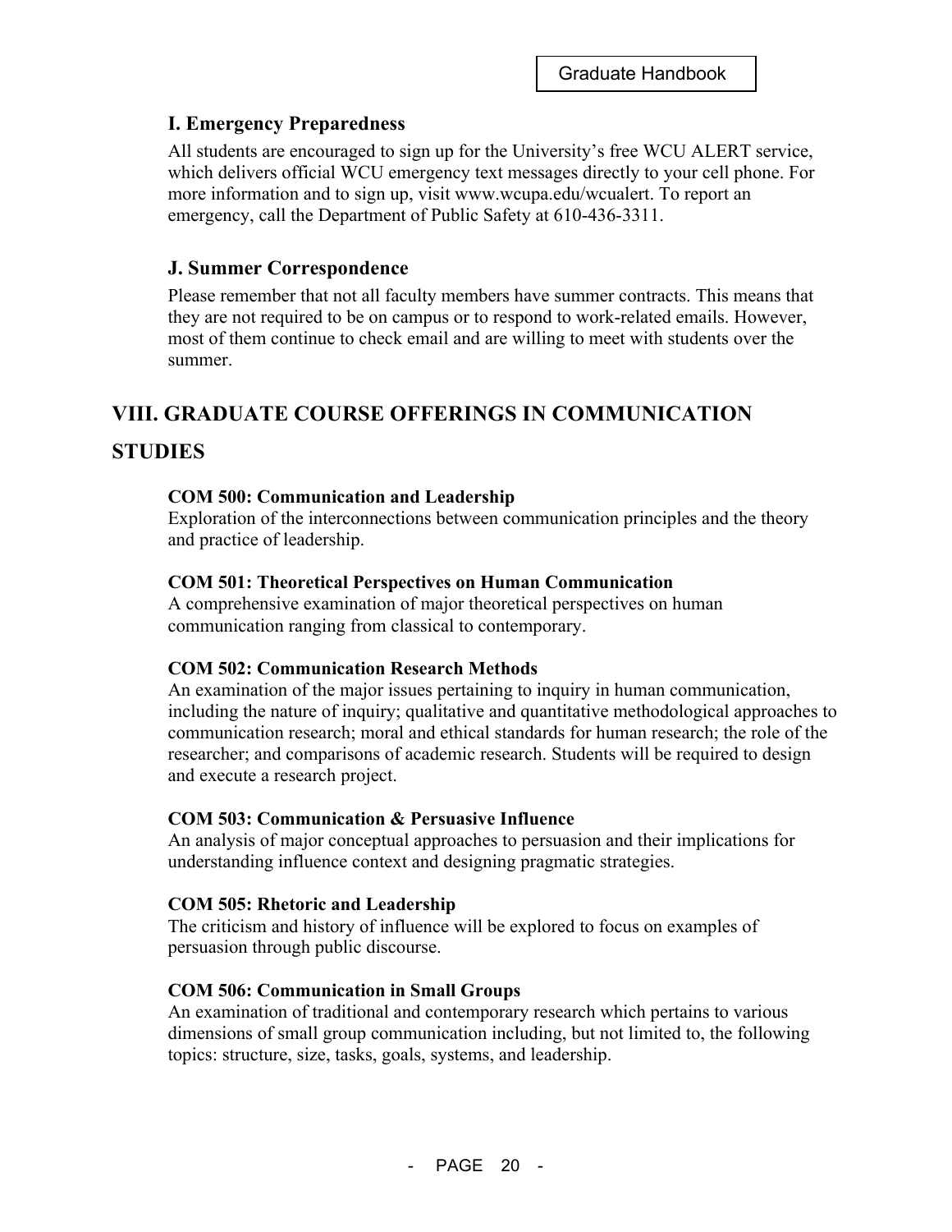### I. Emergency Preparedness

All students are encouraged to sign up for the University's free WCU ALERT service, which delivers official WCU emergency text messages directly to your cell phone. For more information and to sign up, visit www.wcupa.edu/wcualert. To report an emergency, call the Department of Public Safety at 610-436-3311.

### J. Summer Correspondence

Please remember that not all faculty members have summer contracts. This means that they are not required to be on campus or to respond to work-related emails. However, most of them continue to check email and are willing to meet with students over the summer.

## VIII. GRADUATE COURSE OFFERINGS IN COMMUNICATION STUDIES

**COM 500: Communication and Leadership**
Exploration of the interconnections between communication principles and the theory and practice of leadership.

**COM 501: Theoretical Perspectives on Human Communication**
A comprehensive examination of major theoretical perspectives on human communication ranging from classical to contemporary.

**COM 502: Communication Research Methods**
An examination of the major issues pertaining to inquiry in human communication, including the nature of inquiry; qualitative and quantitative methodological approaches to communication research; moral and ethical standards for human research; the role of the researcher; and comparisons of academic research. Students will be required to design and execute a research project.

**COM 503: Communication & Persuasive Influence**
An analysis of major conceptual approaches to persuasion and their implications for understanding influence context and designing pragmatic strategies.

**COM 505: Rhetoric and Leadership**
The criticism and history of influence will be explored to focus on examples of persuasion through public discourse.

**COM 506: Communication in Small Groups**
An examination of traditional and contemporary research which pertains to various dimensions of small group communication including, but not limited to, the following topics: structure, size, tasks, goals, systems, and leadership.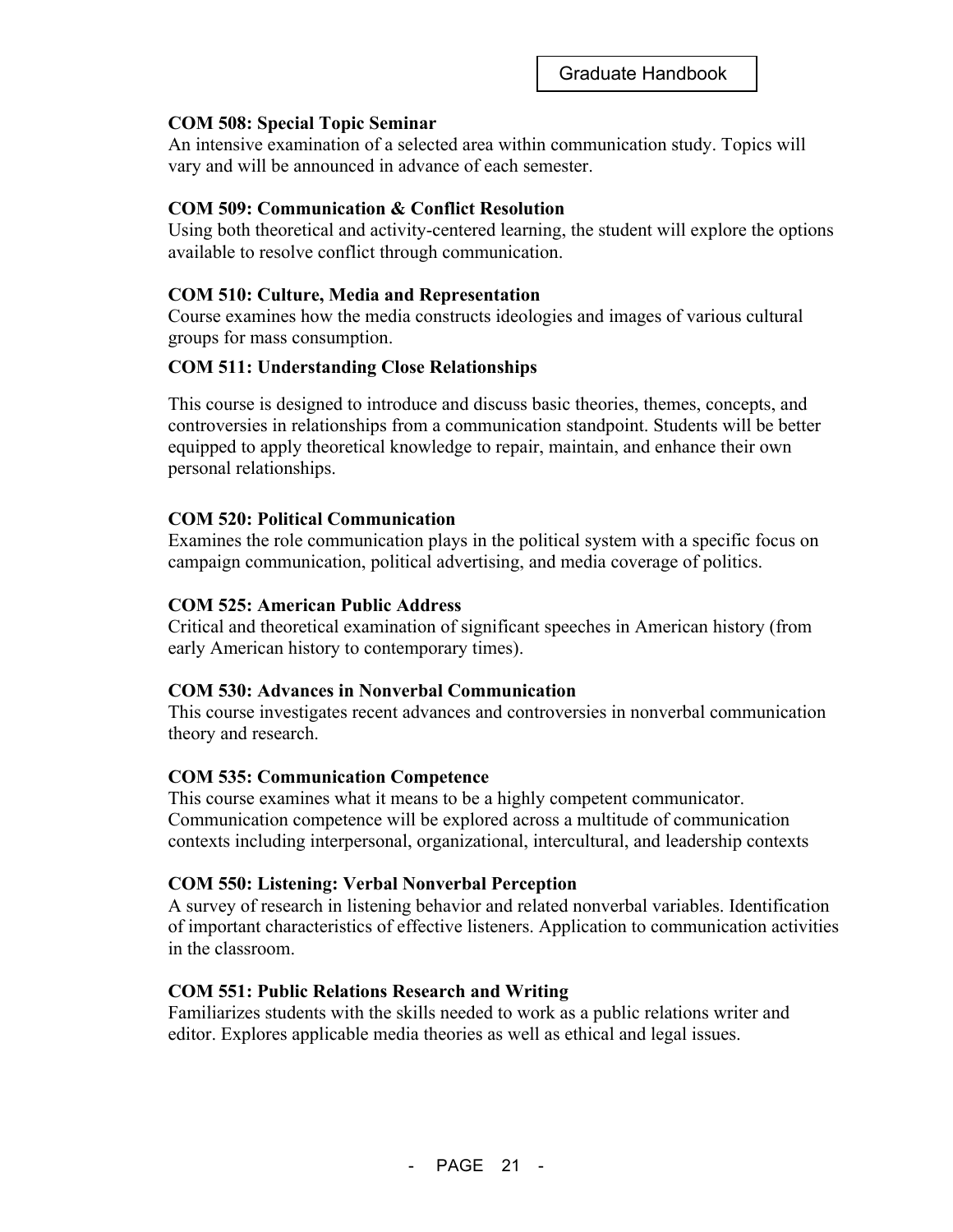**COM 508: Special Topic Seminar**
An intensive examination of a selected area within communication study. Topics will vary and will be announced in advance of each semester.

**COM 509: Communication & Conflict Resolution**
Using both theoretical and activity-centered learning, the student will explore the options available to resolve conflict through communication.

**COM 510: Culture, Media and Representation**
Course examines how the media constructs ideologies and images of various cultural groups for mass consumption.

**COM 511: Understanding Close Relationships**

This course is designed to introduce and discuss basic theories, themes, concepts, and controversies in relationships from a communication standpoint. Students will be better equipped to apply theoretical knowledge to repair, maintain, and enhance their own personal relationships.

**COM 520: Political Communication**
Examines the role communication plays in the political system with a specific focus on campaign communication, political advertising, and media coverage of politics.

**COM 525: American Public Address**
Critical and theoretical examination of significant speeches in American history (from early American history to contemporary times).

**COM 530: Advances in Nonverbal Communication**
This course investigates recent advances and controversies in nonverbal communication theory and research.

**COM 535: Communication Competence**
This course examines what it means to be a highly competent communicator. Communication competence will be explored across a multitude of communication contexts including interpersonal, organizational, intercultural, and leadership contexts

**COM 550: Listening: Verbal Nonverbal Perception**
A survey of research in listening behavior and related nonverbal variables. Identification of important characteristics of effective listeners. Application to communication activities in the classroom.

**COM 551: Public Relations Research and Writing**
Familiarizes students with the skills needed to work as a public relations writer and editor. Explores applicable media theories as well as ethical and legal issues.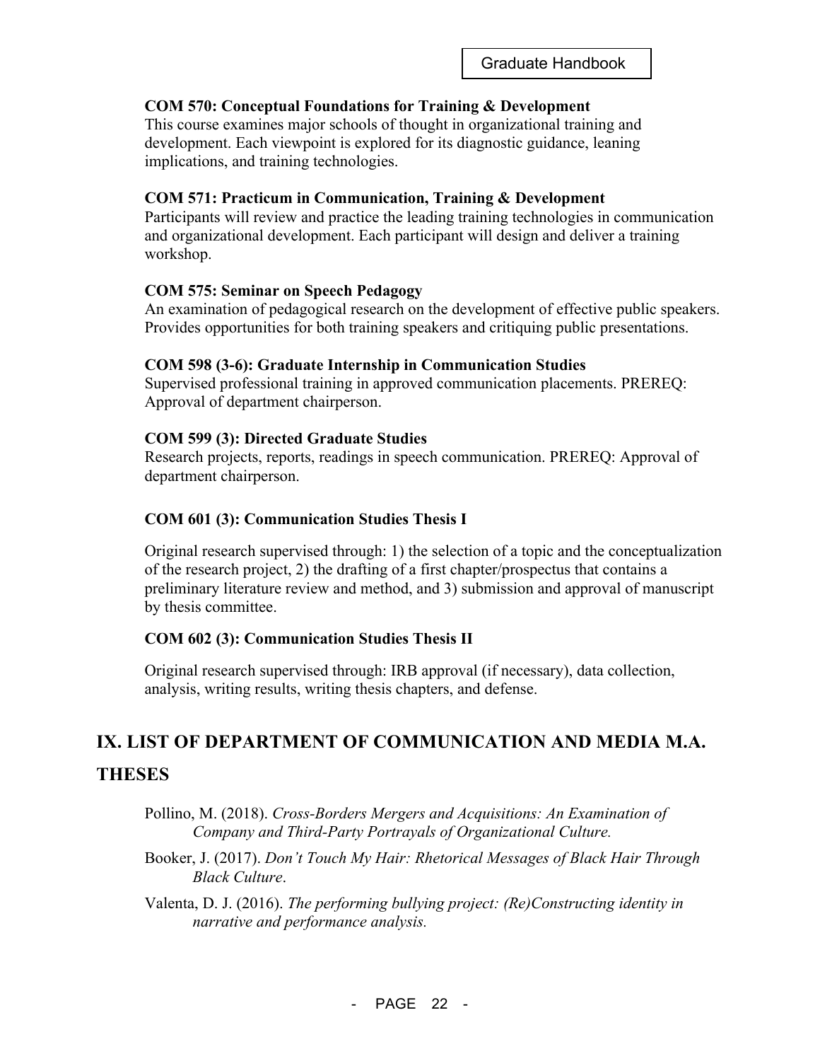**COM 570: Conceptual Foundations for Training & Development**
This course examines major schools of thought in organizational training and development. Each viewpoint is explored for its diagnostic guidance, leaning implications, and training technologies.

**COM 571: Practicum in Communication, Training & Development**
Participants will review and practice the leading training technologies in communication and organizational development. Each participant will design and deliver a training workshop.

**COM 575: Seminar on Speech Pedagogy**
An examination of pedagogical research on the development of effective public speakers. Provides opportunities for both training speakers and critiquing public presentations.

**COM 598 (3-6): Graduate Internship in Communication Studies**
Supervised professional training in approved communication placements. PREREQ: Approval of department chairperson.

**COM 599 (3): Directed Graduate Studies**
Research projects, reports, readings in speech communication. PREREQ: Approval of department chairperson.

**COM 601 (3): Communication Studies Thesis I**

Original research supervised through: 1) the selection of a topic and the conceptualization of the research project, 2) the drafting of a first chapter/prospectus that contains a preliminary literature review and method, and 3) submission and approval of manuscript by thesis committee.

**COM 602 (3): Communication Studies Thesis II**

Original research supervised through: IRB approval (if necessary), data collection, analysis, writing results, writing thesis chapters, and defense.

## IX. LIST OF DEPARTMENT OF COMMUNICATION AND MEDIA M.A. THESES

Pollino, M. (2018). *Cross-Borders Mergers and Acquisitions: An Examination of Company and Third-Party Portrayals of Organizational Culture.*

Booker, J. (2017). *Don't Touch My Hair: Rhetorical Messages of Black Hair Through Black Culture*.

Valenta, D. J. (2016). *The performing bullying project: (Re)Constructing identity in narrative and performance analysis.*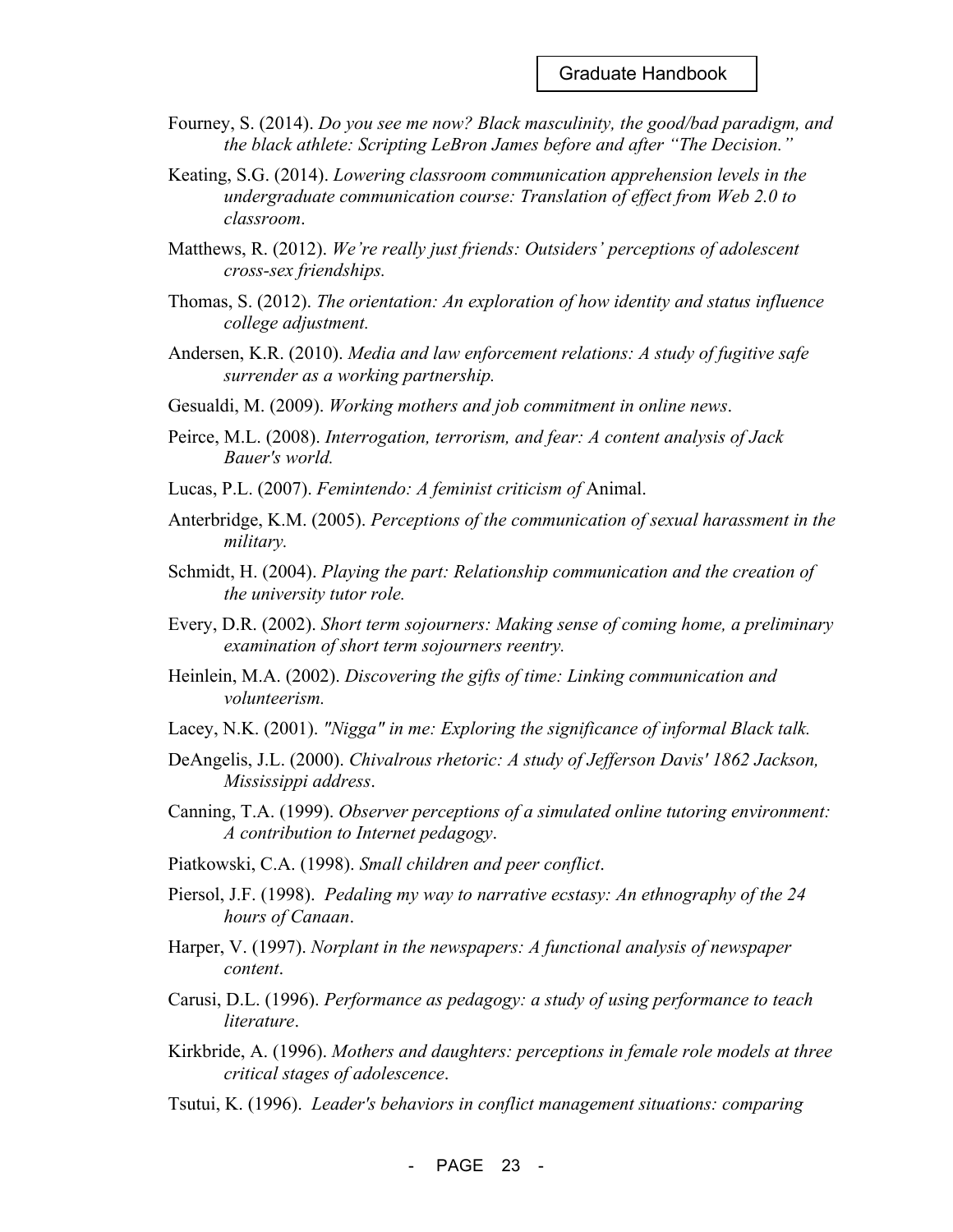Fourney, S. (2014). *Do you see me now? Black masculinity, the good/bad paradigm, and the black athlete: Scripting LeBron James before and after "The Decision."*

Keating, S.G. (2014). *Lowering classroom communication apprehension levels in the undergraduate communication course: Translation of effect from Web 2.0 to classroom*.

Matthews, R. (2012). *We're really just friends: Outsiders' perceptions of adolescent cross-sex friendships.*

Thomas, S. (2012). *The orientation: An exploration of how identity and status influence college adjustment.*

Andersen, K.R. (2010). *Media and law enforcement relations: A study of fugitive safe surrender as a working partnership.*

Gesualdi, M. (2009). *Working mothers and job commitment in online news*.

Peirce, M.L. (2008). *Interrogation, terrorism, and fear: A content analysis of Jack Bauer's world.*

Lucas, P.L. (2007). *Femintendo: A feminist criticism of* Animal.

Anterbridge, K.M. (2005). *Perceptions of the communication of sexual harassment in the military.*

Schmidt, H. (2004). *Playing the part: Relationship communication and the creation of the university tutor role.*

Every, D.R. (2002). *Short term sojourners: Making sense of coming home, a preliminary examination of short term sojourners reentry.*

Heinlein, M.A. (2002). *Discovering the gifts of time: Linking communication and volunteerism.*

Lacey, N.K. (2001). *"Nigga" in me: Exploring the significance of informal Black talk.*

DeAngelis, J.L. (2000). *Chivalrous rhetoric: A study of Jefferson Davis' 1862 Jackson, Mississippi address*.

Canning, T.A. (1999). *Observer perceptions of a simulated online tutoring environment: A contribution to Internet pedagogy*.

Piatkowski, C.A. (1998). *Small children and peer conflict*.

Piersol, J.F. (1998). *Pedaling my way to narrative ecstasy: An ethnography of the 24 hours of Canaan*.

Harper, V. (1997). *Norplant in the newspapers: A functional analysis of newspaper content*.

Carusi, D.L. (1996). *Performance as pedagogy: a study of using performance to teach literature*.

Kirkbride, A. (1996). *Mothers and daughters: perceptions in female role models at three critical stages of adolescence*.

Tsutui, K. (1996). *Leader's behaviors in conflict management situations: comparing*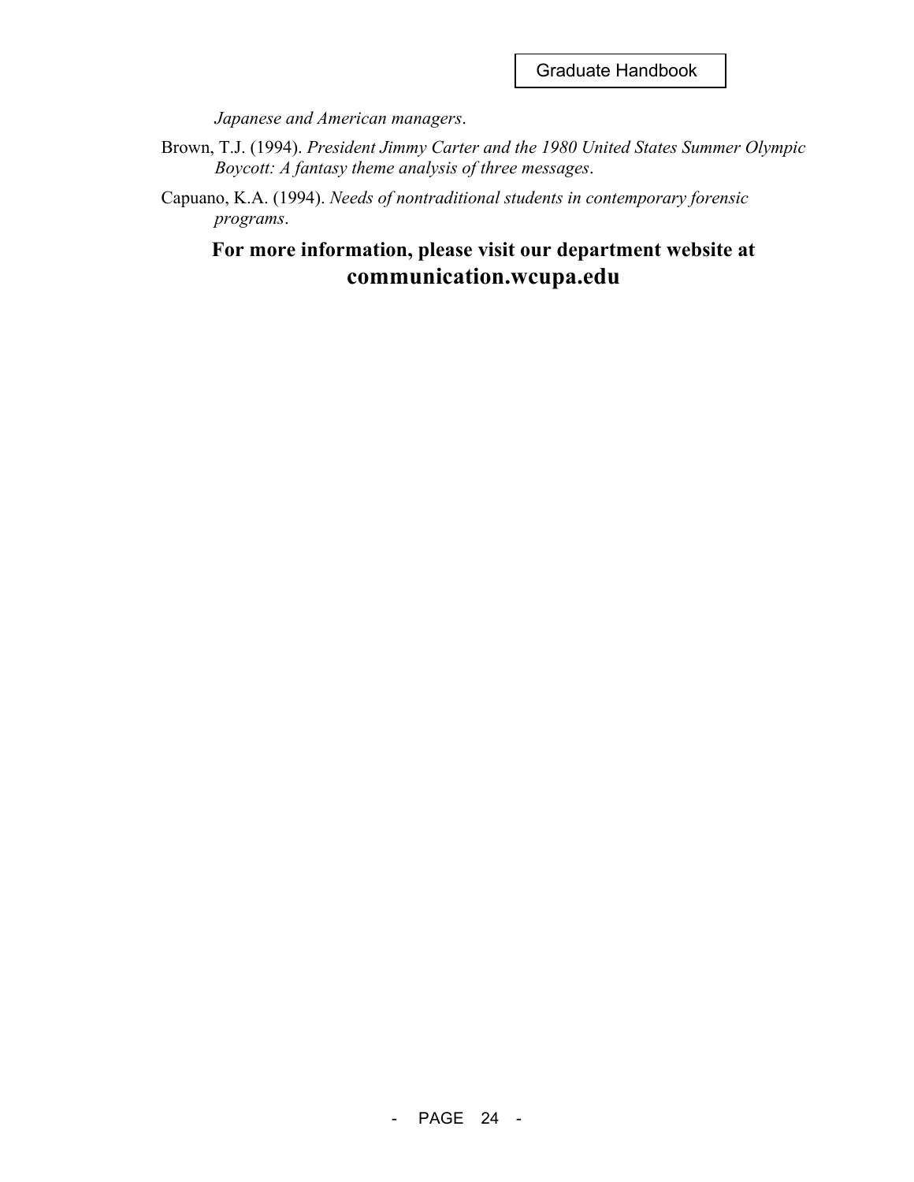*Japanese and American managers*.

Brown, T.J. (1994). *President Jimmy Carter and the 1980 United States Summer Olympic Boycott: A fantasy theme analysis of three messages*.

Capuano, K.A. (1994). *Needs of nontraditional students in contemporary forensic programs*.

**For more information, please visit our department website at communication.wcupa.edu**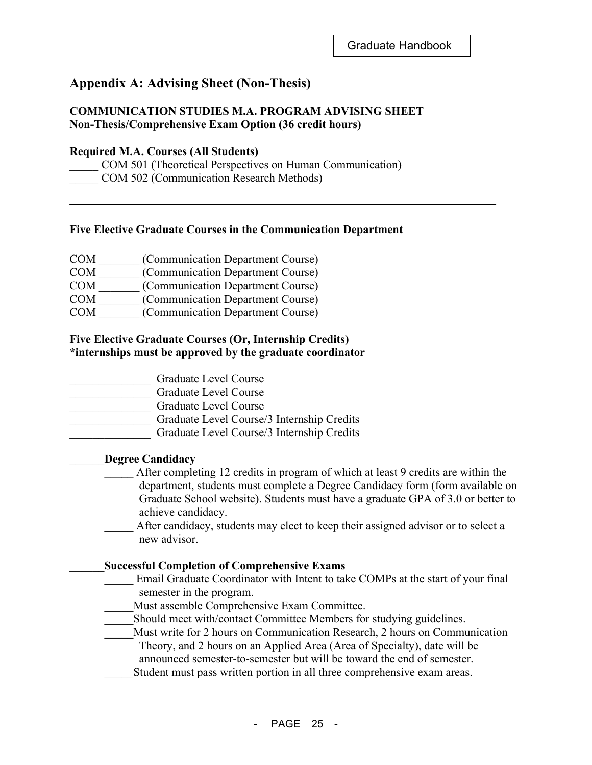## Appendix A: Advising Sheet (Non-Thesis)

**COMMUNICATION STUDIES M.A. PROGRAM ADVISING SHEET**
**Non-Thesis/Comprehensive Exam Option (36 credit hours)**

**Required M.A. Courses (All Students)**

_____ COM 501 (Theoretical Perspectives on Human Communication)
_____ COM 502 (Communication Research Methods)

---

**Five Elective Graduate Courses in the Communication Department**

COM _______ (Communication Department Course)
COM _______ (Communication Department Course)
COM _______ (Communication Department Course)
COM _______ (Communication Department Course)
COM _______ (Communication Department Course)

**Five Elective Graduate Courses (Or, Internship Credits)**
**\*internships must be approved by the graduate coordinator**

______________ Graduate Level Course
______________ Graduate Level Course
______________ Graduate Level Course
______________ Graduate Level Course/3 Internship Credits
______________ Graduate Level Course/3 Internship Credits

______**Degree Candidacy**

- _____ After completing 12 credits in program of which at least 9 credits are within the department, students must complete a Degree Candidacy form (form available on Graduate School website). Students must have a graduate GPA of 3.0 or better to achieve candidacy.
- _____ After candidacy, students may elect to keep their assigned advisor or to select a new advisor.

______**Successful Completion of Comprehensive Exams**

- _____ Email Graduate Coordinator with Intent to take COMPs at the start of your final semester in the program.
- _____Must assemble Comprehensive Exam Committee.
- _____Should meet with/contact Committee Members for studying guidelines.
- _____Must write for 2 hours on Communication Research, 2 hours on Communication Theory, and 2 hours on an Applied Area (Area of Specialty), date will be announced semester-to-semester but will be toward the end of semester.
- _____Student must pass written portion in all three comprehensive exam areas.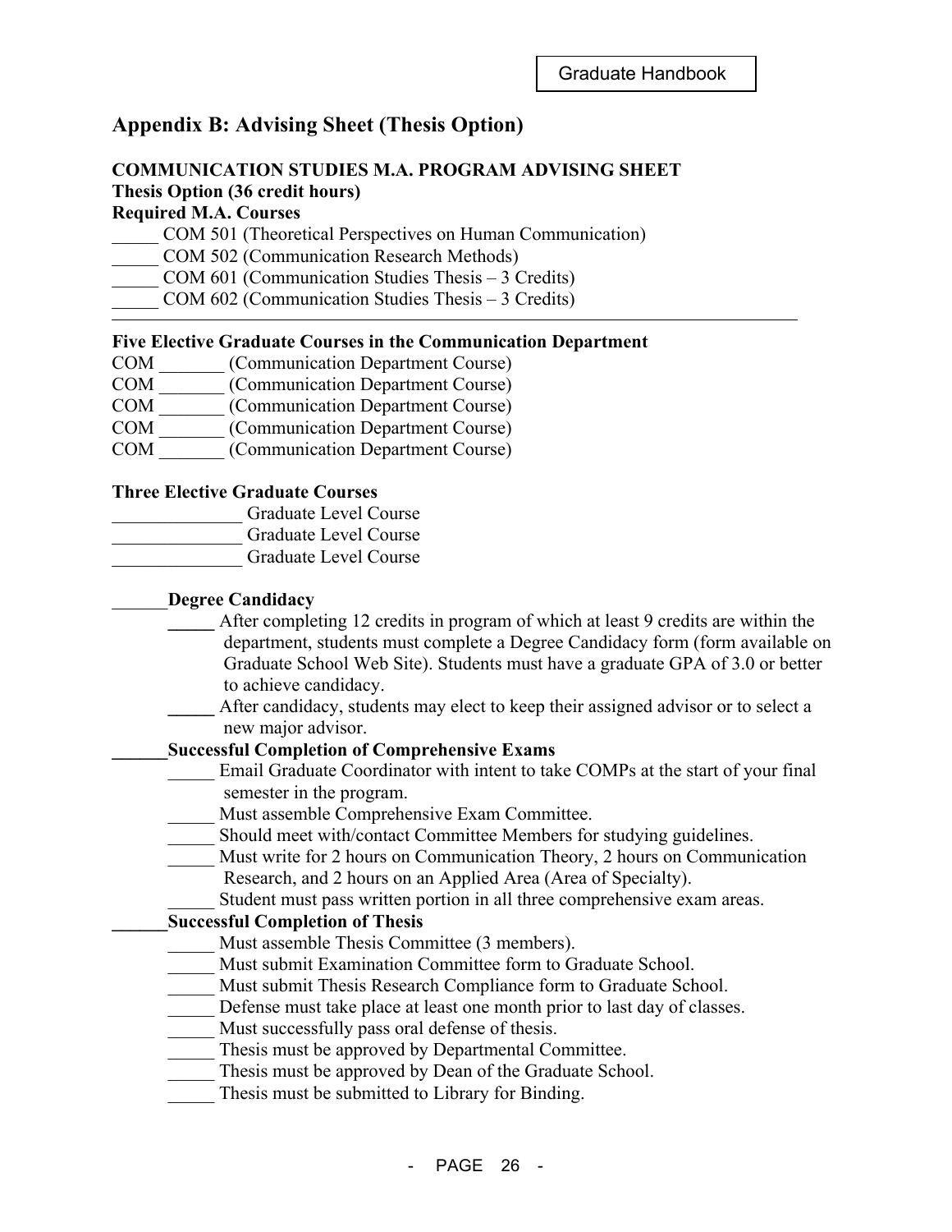## Appendix B: Advising Sheet (Thesis Option)

**COMMUNICATION STUDIES M.A. PROGRAM ADVISING SHEET**
**Thesis Option (36 credit hours)**
**Required M.A. Courses**

_____ COM 501 (Theoretical Perspectives on Human Communication)
_____ COM 502 (Communication Research Methods)
_____ COM 601 (Communication Studies Thesis – 3 Credits)
_____ COM 602 (Communication Studies Thesis – 3 Credits)

---

**Five Elective Graduate Courses in the Communication Department**

COM _______ (Communication Department Course)
COM _______ (Communication Department Course)
COM _______ (Communication Department Course)
COM _______ (Communication Department Course)
COM _______ (Communication Department Course)

**Three Elective Graduate Courses**

______________ Graduate Level Course
______________ Graduate Level Course
______________ Graduate Level Course

______**Degree Candidacy**

- _____ After completing 12 credits in program of which at least 9 credits are within the department, students must complete a Degree Candidacy form (form available on Graduate School Web Site). Students must have a graduate GPA of 3.0 or better to achieve candidacy.
- _____ After candidacy, students may elect to keep their assigned advisor or to select a new major advisor.

______**Successful Completion of Comprehensive Exams**

- _____ Email Graduate Coordinator with intent to take COMPs at the start of your final semester in the program.
- _____ Must assemble Comprehensive Exam Committee.
- _____ Should meet with/contact Committee Members for studying guidelines.
- _____ Must write for 2 hours on Communication Theory, 2 hours on Communication Research, and 2 hours on an Applied Area (Area of Specialty).
- _____ Student must pass written portion in all three comprehensive exam areas.

______**Successful Completion of Thesis**

- _____ Must assemble Thesis Committee (3 members).
- _____ Must submit Examination Committee form to Graduate School.
- _____ Must submit Thesis Research Compliance form to Graduate School.
- _____ Defense must take place at least one month prior to last day of classes.
- _____ Must successfully pass oral defense of thesis.
- _____ Thesis must be approved by Departmental Committee.
- _____ Thesis must be approved by Dean of the Graduate School.
- _____ Thesis must be submitted to Library for Binding.